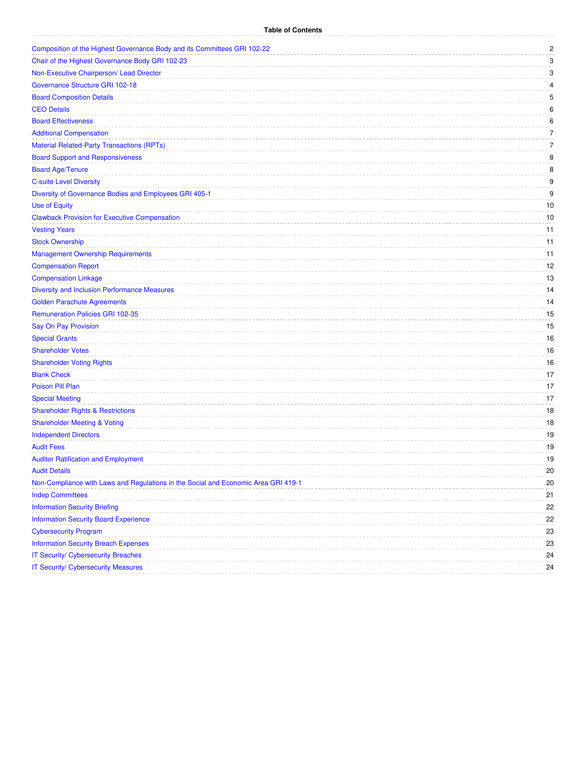# Table of Contents

| Section | Page |
|---|---|
| Composition of the Highest Governance Body and its Committees GRI 102-22 | 2 |
| Chair of the Highest Governance Body GRI 102-23 | 3 |
| Non-Executive Chairperson/ Lead Director | 3 |
| Governance Structure GRI 102-18 | 4 |
| Board Composition Details | 5 |
| CEO Details | 6 |
| Board Effectiveness | 6 |
| Additional Compensation | 7 |
| Material Related-Party Transactions (RPTs) | 7 |
| Board Support and Responsiveness | 8 |
| Board Age/Tenure | 8 |
| C-suite Level Diversity | 9 |
| Diversity of Governance Bodies and Employees GRI 405-1 | 9 |
| Use of Equity | 10 |
| Clawback Provision for Executive Compensation | 10 |
| Vesting Years | 11 |
| Stock Ownership | 11 |
| Management Ownership Requirements | 11 |
| Compensation Report | 12 |
| Compensation Linkage | 13 |
| Diversity and Inclusion Performance Measures | 14 |
| Golden Parachute Agreements | 14 |
| Remuneration Policies GRI 102-35 | 15 |
| Say On Pay Provision | 15 |
| Special Grants | 16 |
| Shareholder Votes | 16 |
| Shareholder Voting Rights | 16 |
| Blank Check | 17 |
| Poison Pill Plan | 17 |
| Special Meeting | 17 |
| Shareholder Rights & Restrictions | 18 |
| Shareholder Meeting & Voting | 18 |
| Independent Directors | 19 |
| Audit Fees | 19 |
| Auditor Ratification and Employment | 19 |
| Audit Details | 20 |
| Non-Compliance with Laws and Regulations in the Social and Economic Area GRI 419-1 | 20 |
| Indep Committees | 21 |
| Information Security Briefing | 22 |
| Information Security Board Experience | 22 |
| Cybersecurity Program | 23 |
| Information Security Breach Expenses | 23 |
| IT Security/ Cybersecurity Breaches | 24 |
| IT Security/ Cybersecurity Measures | 24 |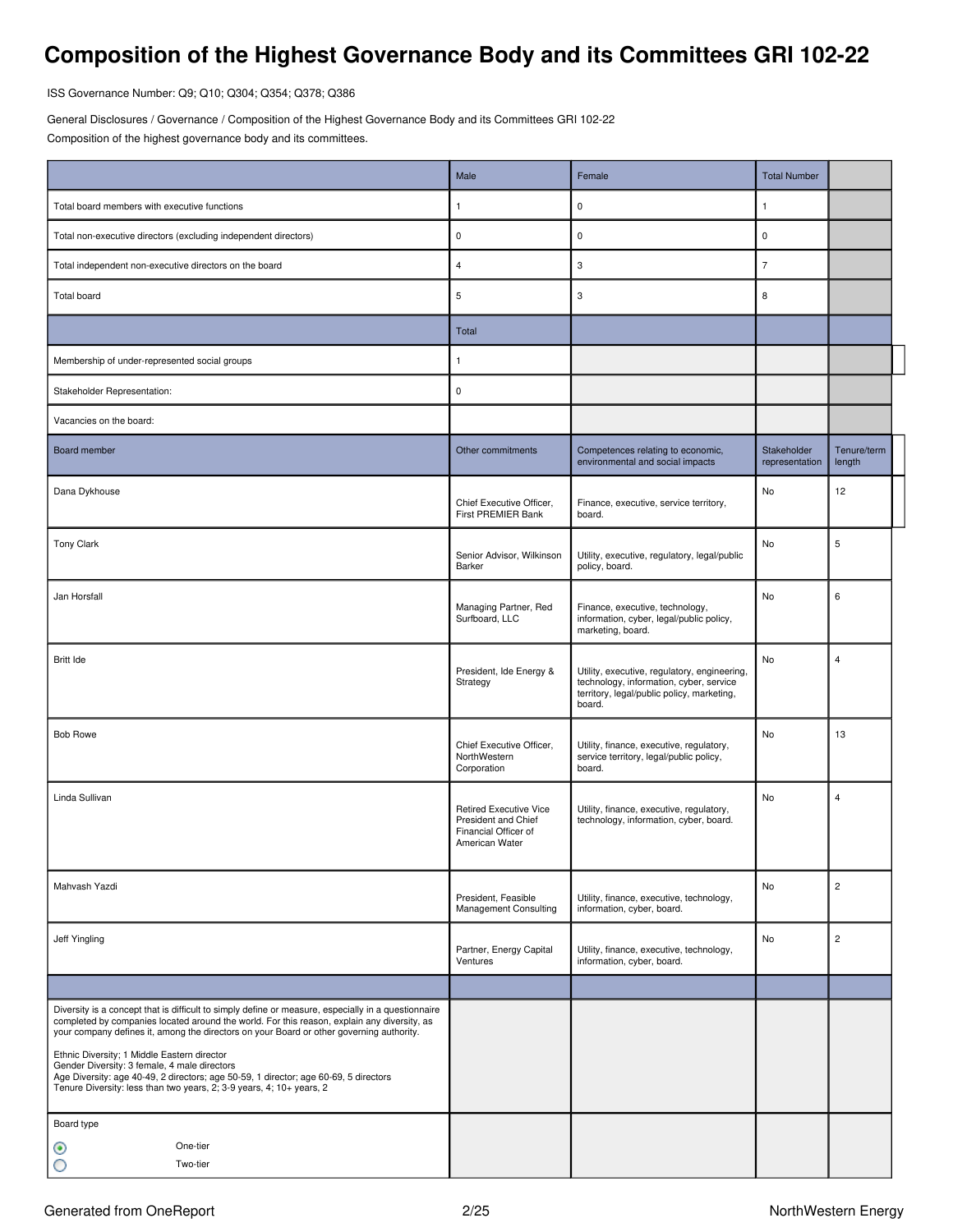# Composition of the Highest Governance Body and its Committees GRI 102-22

ISS Governance Number: Q9; Q10; Q304; Q354; Q378; Q386

General Disclosures / Governance / Composition of the Highest Governance Body and its Committees GRI 102-22

Composition of the highest governance body and its committees.

| | Male | Female | Total Number | |
|---|---|---|---|---|
| Total board members with executive functions | 1 | 0 | 1 | |
| Total non-executive directors (excluding independent directors) | 0 | 0 | 0 | |
| Total independent non-executive directors on the board | 4 | 3 | 7 | |
| Total board | 5 | 3 | 8 | |
| | Total | | | |
| Membership of under-represented social groups | 1 | | | |
| Stakeholder Representation: | 0 | | | |
| Vacancies on the board: | | | | |
| Board member | Other commitments | Competences relating to economic, environmental and social impacts | Stakeholder representation | Tenure/term length |
| Dana Dykhouse | Chief Executive Officer, First PREMIER Bank | Finance, executive, service territory, board. | No | 12 |
| Tony Clark | Senior Advisor, Wilkinson Barker | Utility, executive, regulatory, legal/public policy, board. | No | 5 |
| Jan Horsfall | Managing Partner, Red Surfboard, LLC | Finance, executive, technology, information, cyber, legal/public policy, marketing, board. | No | 6 |
| Britt Ide | President, Ide Energy & Strategy | Utility, executive, regulatory, engineering, technology, information, cyber, service territory, legal/public policy, marketing, board. | No | 4 |
| Bob Rowe | Chief Executive Officer, NorthWestern Corporation | Utility, finance, executive, regulatory, service territory, legal/public policy, board. | No | 13 |
| Linda Sullivan | Retired Executive Vice President and Chief Financial Officer of American Water | Utility, finance, executive, regulatory, technology, information, cyber, board. | No | 4 |
| Mahvash Yazdi | President, Feasible Management Consulting | Utility, finance, executive, technology, information, cyber, board. | No | 2 |
| Jeff Yingling | Partner, Energy Capital Ventures | Utility, finance, executive, technology, information, cyber, board. | No | 2 |

Diversity is a concept that is difficult to simply define or measure, especially in a questionnaire completed by companies located around the world. For this reason, explain any diversity, as your company defines it, among the directors on your Board or other governing authority.

Ethnic Diversity; 1 Middle Eastern director
Gender Diversity: 3 female, 4 male directors
Age Diversity: age 40-49, 2 directors; age 50-59, 1 director; age 60-69, 5 directors
Tenure Diversity: less than two years, 2; 3-9 years, 4; 10+ years, 2

Board type

- (selected) One-tier
- Two-tier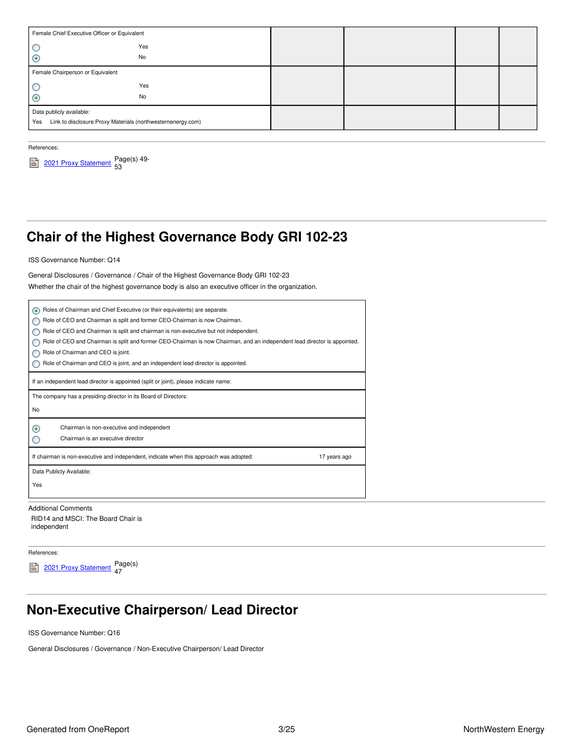| Female Chief Executive Officer or Equivalent | | | | |
|---|---|---|---|---|
| ○ Yes<br>◉ No | | | | |
| Female Chairperson or Equivalent | | | | |
| ○ Yes<br>◉ No | | | | |
| Data publicly available:<br>Yes Link to disclosure:Proxy Materials (northwesternenergy.com) | | | | |

References:

2021 Proxy Statement Page(s) 49-53

## Chair of the Highest Governance Body GRI 102-23

ISS Governance Number: Q14

General Disclosures / Governance / Chair of the Highest Governance Body GRI 102-23

Whether the chair of the highest governance body is also an executive officer in the organization.

- ◉ Roles of Chairman and Chief Executive (or their equivalents) are separate.
- ○ Role of CEO and Chairman is split and former CEO-Chairman is now Chairman.
- ○ Role of CEO and Chairman is split and chairman is non-executive but not independent.
- ○ Role of CEO and Chairman is split and former CEO-Chairman is now Chairman, and an independent lead director is appointed.
- ○ Role of Chairman and CEO is joint.
- ○ Role of Chairman and CEO is joint, and an independent lead director is appointed.

If an independent lead director is appointed (split or joint), please indicate name:

The company has a presiding director in its Board of Directors:

No

- ◉ Chairman is non-executive and independent
- ○ Chairman is an executive director

If chairman is non-executive and independent, indicate when this approach was adopted: 17 years ago

Data Publicly Available:

Yes

Additional Comments

RID14 and MSCI: The Board Chair is independent

References:

2021 Proxy Statement Page(s) 47

## Non-Executive Chairperson/ Lead Director

ISS Governance Number: Q16

General Disclosures / Governance / Non-Executive Chairperson/ Lead Director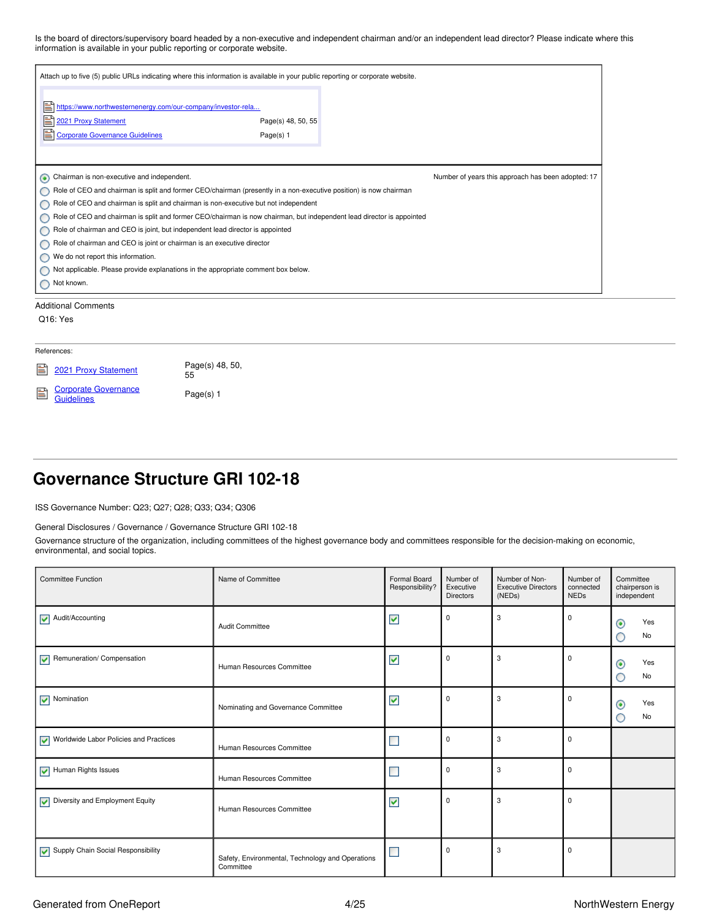Is the board of directors/supervisory board headed by a non-executive and independent chairman and/or an independent lead director? Please indicate where this information is available in your public reporting or corporate website.

Attach up to five (5) public URLs indicating where this information is available in your public reporting or corporate website.

- https://www.northwesternenergy.com/our-company/investor-rela...
- 2021 Proxy Statement — Page(s) 48, 50, 55
- Corporate Governance Guidelines — Page(s) 1

- (x) Chairman is non-executive and independent. — Number of years this approach has been adopted: 17
- ( ) Role of CEO and chairman is split and former CEO/chairman (presently in a non-executive position) is now chairman
- ( ) Role of CEO and chairman is split and chairman is non-executive but not independent
- ( ) Role of CEO and chairman is split and former CEO/chairman is now chairman, but independent lead director is appointed
- ( ) Role of chairman and CEO is joint, but independent lead director is appointed
- ( ) Role of chairman and CEO is joint or chairman is an executive director
- ( ) We do not report this information.
- ( ) Not applicable. Please provide explanations in the appropriate comment box below.
- ( ) Not known.

Additional Comments

Q16: Yes

References:

- 2021 Proxy Statement — Page(s) 48, 50, 55
- Corporate Governance Guidelines — Page(s) 1

# Governance Structure GRI 102-18

ISS Governance Number: Q23; Q27; Q28; Q33; Q34; Q306

General Disclosures / Governance / Governance Structure GRI 102-18

Governance structure of the organization, including committees of the highest governance body and committees responsible for the decision-making on economic, environmental, and social topics.

| Committee Function | Name of Committee | Formal Board Responsibility? | Number of Executive Directors | Number of Non-Executive Directors (NEDs) | Number of connected NEDs | Committee chairperson is independent |
|---|---|---|---|---|---|---|
| [x] Audit/Accounting | Audit Committee | [x] | 0 | 3 | 0 | (x) Yes ( ) No |
| [x] Remuneration/ Compensation | Human Resources Committee | [x] | 0 | 3 | 0 | (x) Yes ( ) No |
| [x] Nomination | Nominating and Governance Committee | [x] | 0 | 3 | 0 | (x) Yes ( ) No |
| [x] Worldwide Labor Policies and Practices | Human Resources Committee | [ ] | 0 | 3 | 0 | |
| [x] Human Rights Issues | Human Resources Committee | [ ] | 0 | 3 | 0 | |
| [x] Diversity and Employment Equity | Human Resources Committee | [x] | 0 | 3 | 0 | |
| [x] Supply Chain Social Responsibility | Safety, Environmental, Technology and Operations Committee | [ ] | 0 | 3 | 0 | |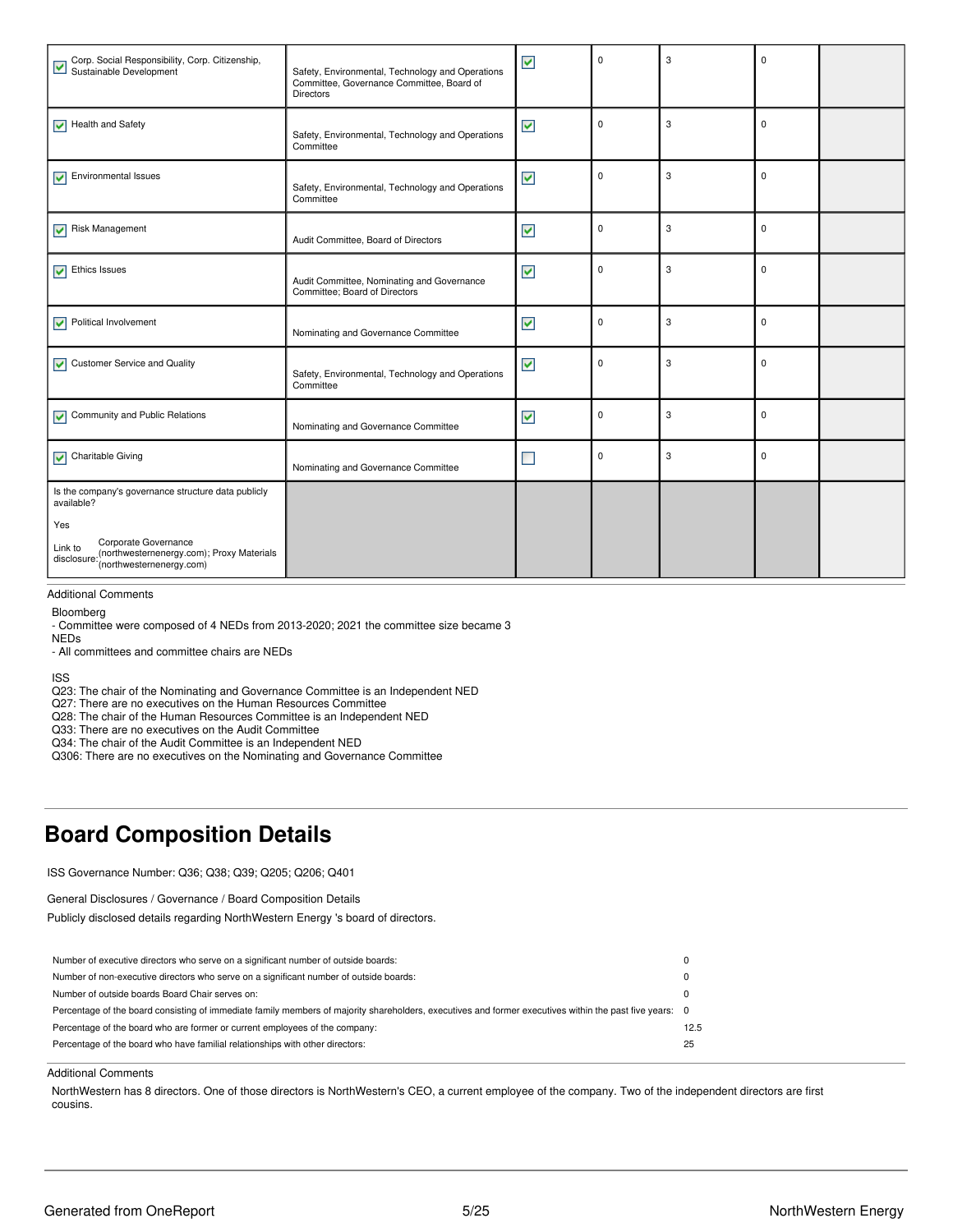| | | | | | | |
|---|---|---|---|---|---|---|
| ☑ Corp. Social Responsibility, Corp. Citizenship, Sustainable Development | Safety, Environmental, Technology and Operations Committee, Governance Committee, Board of Directors | ☑ | 0 | 3 | 0 | |
| ☑ Health and Safety | Safety, Environmental, Technology and Operations Committee | ☑ | 0 | 3 | 0 | |
| ☑ Environmental Issues | Safety, Environmental, Technology and Operations Committee | ☑ | 0 | 3 | 0 | |
| ☑ Risk Management | Audit Committee, Board of Directors | ☑ | 0 | 3 | 0 | |
| ☑ Ethics Issues | Audit Committee, Nominating and Governance Committee; Board of Directors | ☑ | 0 | 3 | 0 | |
| ☑ Political Involvement | Nominating and Governance Committee | ☑ | 0 | 3 | 0 | |
| ☑ Customer Service and Quality | Safety, Environmental, Technology and Operations Committee | ☑ | 0 | 3 | 0 | |
| ☑ Community and Public Relations | Nominating and Governance Committee | ☑ | 0 | 3 | 0 | |
| ☑ Charitable Giving | Nominating and Governance Committee | ☐ | 0 | 3 | 0 | |
| Is the company's governance structure data publicly available?<br><br>Yes<br><br>Link to disclosure: Corporate Governance (northwesternenergy.com); Proxy Materials (northwesternenergy.com) | | | | | | |

Additional Comments

Bloomberg
- Committee were composed of 4 NEDs from 2013-2020; 2021 the committee size became 3 NEDs
- All committees and committee chairs are NEDs

ISS
Q23: The chair of the Nominating and Governance Committee is an Independent NED
Q27: There are no executives on the Human Resources Committee
Q28: The chair of the Human Resources Committee is an Independent NED
Q33: There are no executives on the Audit Committee
Q34: The chair of the Audit Committee is an Independent NED
Q306: There are no executives on the Nominating and Governance Committee

## Board Composition Details

ISS Governance Number: Q36; Q38; Q39; Q205; Q206; Q401

General Disclosures / Governance / Board Composition Details

Publicly disclosed details regarding NorthWestern Energy 's board of directors.

| | |
|---|---|
| Number of executive directors who serve on a significant number of outside boards: | 0 |
| Number of non-executive directors who serve on a significant number of outside boards: | 0 |
| Number of outside boards Board Chair serves on: | 0 |
| Percentage of the board consisting of immediate family members of majority shareholders, executives and former executives within the past five years: | 0 |
| Percentage of the board who are former or current employees of the company: | 12.5 |
| Percentage of the board who have familial relationships with other directors: | 25 |

Additional Comments

NorthWestern has 8 directors. One of those directors is NorthWestern's CEO, a current employee of the company. Two of the independent directors are first cousins.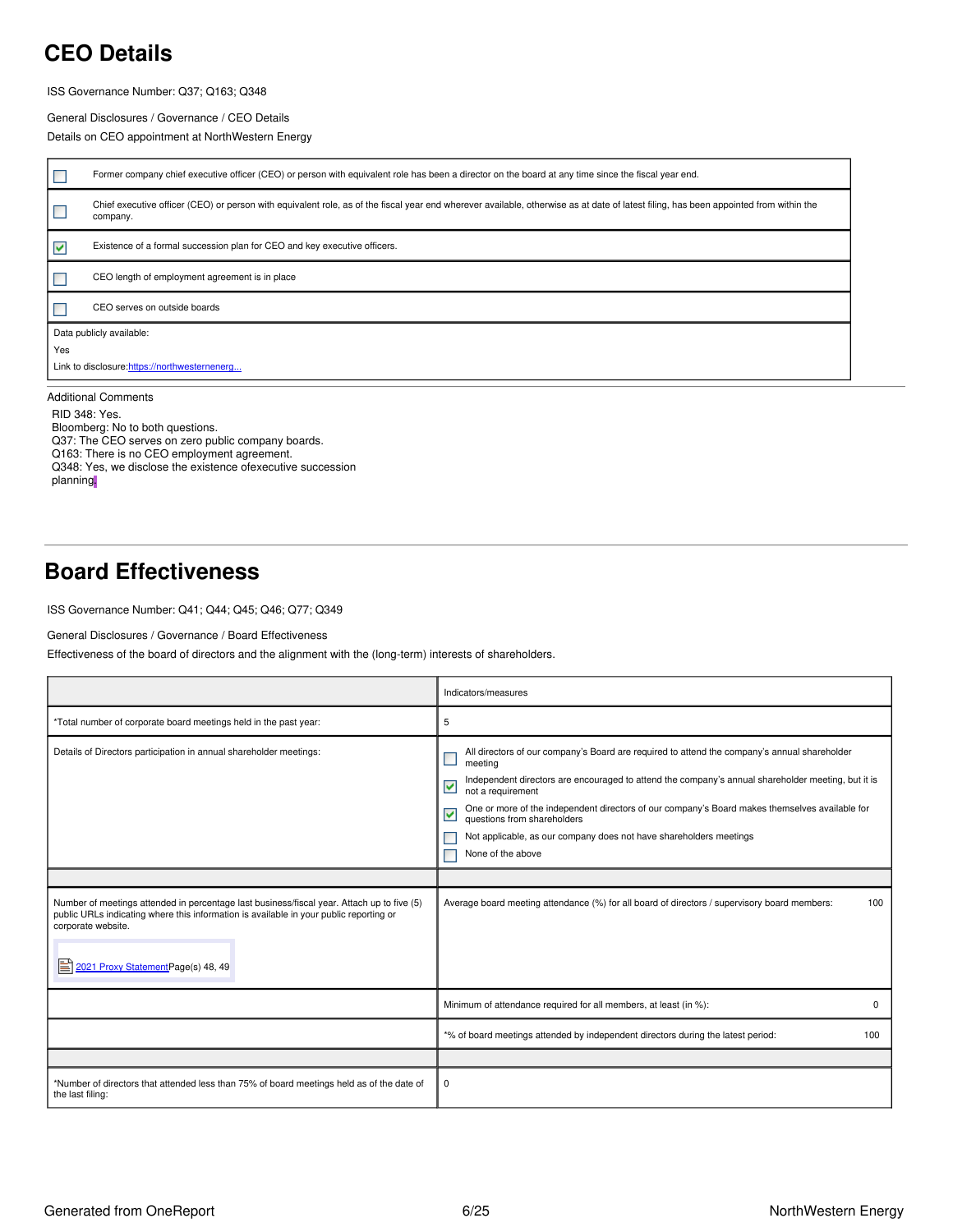# CEO Details

ISS Governance Number: Q37; Q163; Q348

General Disclosures / Governance / CEO Details

Details on CEO appointment at NorthWestern Energy

| | |
|---|---|
| ☐ | Former company chief executive officer (CEO) or person with equivalent role has been a director on the board at any time since the fiscal year end. |
| ☐ | Chief executive officer (CEO) or person with equivalent role, as of the fiscal year end wherever available, otherwise as at date of latest filing, has been appointed from within the company. |
| ☑ | Existence of a formal succession plan for CEO and key executive officers. |
| ☐ | CEO length of employment agreement is in place |
| ☐ | CEO serves on outside boards |

Data publicly available:

Yes

Link to disclosure: https://northwesternenerg...

Additional Comments

RID 348: Yes.
Bloomberg: No to both questions.
Q37: The CEO serves on zero public company boards.
Q163: There is no CEO employment agreement.
Q348: Yes, we disclose the existence ofexecutive succession planning.

# Board Effectiveness

ISS Governance Number: Q41; Q44; Q45; Q46; Q77; Q349

General Disclosures / Governance / Board Effectiveness

Effectiveness of the board of directors and the alignment with the (long-term) interests of shareholders.

| | Indicators/measures |
|---|---|
| *Total number of corporate board meetings held in the past year: | 5 |
| Details of Directors participation in annual shareholder meetings: | ☐ All directors of our company's Board are required to attend the company's annual shareholder meeting<br>☑ Independent directors are encouraged to attend the company's annual shareholder meeting, but it is not a requirement<br>☑ One or more of the independent directors of our company's Board makes themselves available for questions from shareholders<br>☐ Not applicable, as our company does not have shareholders meetings<br>☐ None of the above |
| | |
| Number of meetings attended in percentage last business/fiscal year. Attach up to five (5) public URLs indicating where this information is available in your public reporting or corporate website.<br><br>2021 Proxy Statement Page(s) 48, 49 | Average board meeting attendance (%) for all board of directors / supervisory board members: 100 |
| | Minimum of attendance required for all members, at least (in %): 0 |
| | *% of board meetings attended by independent directors during the latest period: 100 |
| | |
| *Number of directors that attended less than 75% of board meetings held as of the date of the last filing: | 0 |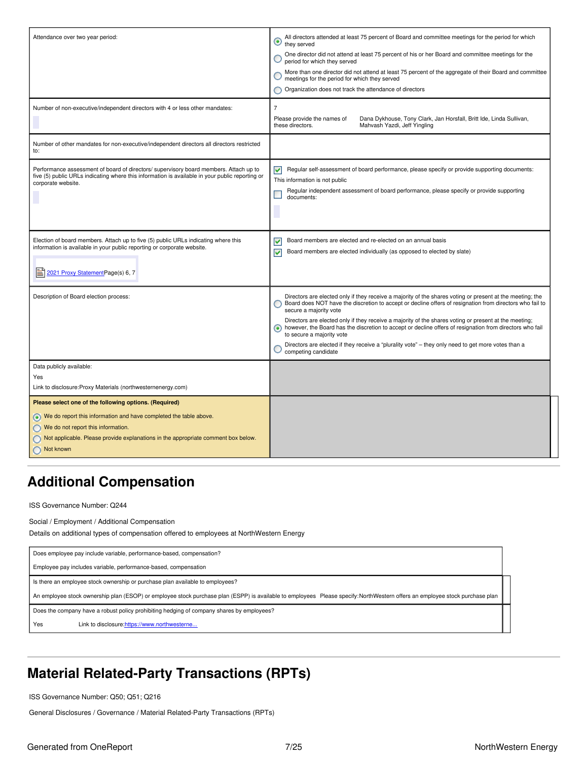| | |
|---|---|
| Attendance over two year period: | (selected) All directors attended at least 75 percent of Board and committee meetings for the period for which they served<br>( ) One director did not attend at least 75 percent of his or her Board and committee meetings for the period for which they served<br>( ) More than one director did not attend at least 75 percent of the aggregate of their Board and committee meetings for the period for which they served<br>( ) Organization does not track the attendance of directors |
| Number of non-executive/independent directors with 4 or less other mandates: | 7<br>Please provide the names of these directors. Dana Dykhouse, Tony Clark, Jan Horsfall, Britt Ide, Linda Sullivan, Mahvash Yazdi, Jeff Yingling |
| Number of other mandates for non-executive/independent directors all directors restricted to: | |
| Performance assessment of board of directors/ supervisory board members. Attach up to five (5) public URLs indicating where this information is available in your public reporting or corporate website. | [x] Regular self-assessment of board performance, please specify or provide supporting documents:<br>This information is not public<br>[ ] Regular independent assessment of board performance, please specify or provide supporting documents: |
| Election of board members. Attach up to five (5) public URLs indicating where this information is available in your public reporting or corporate website.<br><br>2021 Proxy Statement Page(s) 6, 7 | [x] Board members are elected and re-elected on an annual basis<br>[x] Board members are elected individually (as opposed to elected by slate) |
| Description of Board election process: | ( ) Directors are elected only if they receive a majority of the shares voting or present at the meeting; the Board does NOT have the discretion to accept or decline offers of resignation from directors who fail to secure a majority vote<br>(selected) Directors are elected only if they receive a majority of the shares voting or present at the meeting; however, the Board has the discretion to accept or decline offers of resignation from directors who fail to secure a majority vote<br>( ) Directors are elected if they receive a "plurality vote" – they only need to get more votes than a competing candidate |
| Data publicly available:<br>Yes<br>Link to disclosure:Proxy Materials (northwesternenergy.com) | |
| **Please select one of the following options. (Required)**<br>(selected) We do report this information and have completed the table above.<br>( ) We do not report this information.<br>( ) Not applicable. Please provide explanations in the appropriate comment box below.<br>( ) Not known | |

## Additional Compensation

ISS Governance Number: Q244

Social / Employment / Additional Compensation

Details on additional types of compensation offered to employees at NorthWestern Energy

| |
|---|
| Does employee pay include variable, performance-based, compensation?<br>Employee pay includes variable, performance-based, compensation |
| Is there an employee stock ownership or purchase plan available to employees?<br>An employee stock ownership plan (ESOP) or employee stock purchase plan (ESPP) is available to employees Please specify:NorthWestern offers an employee stock purchase plan |
| Does the company have a robust policy prohibiting hedging of company shares by employees?<br>Yes Link to disclosure:https://www.northwesterne... |

## Material Related-Party Transactions (RPTs)

ISS Governance Number: Q50; Q51; Q216

General Disclosures / Governance / Material Related-Party Transactions (RPTs)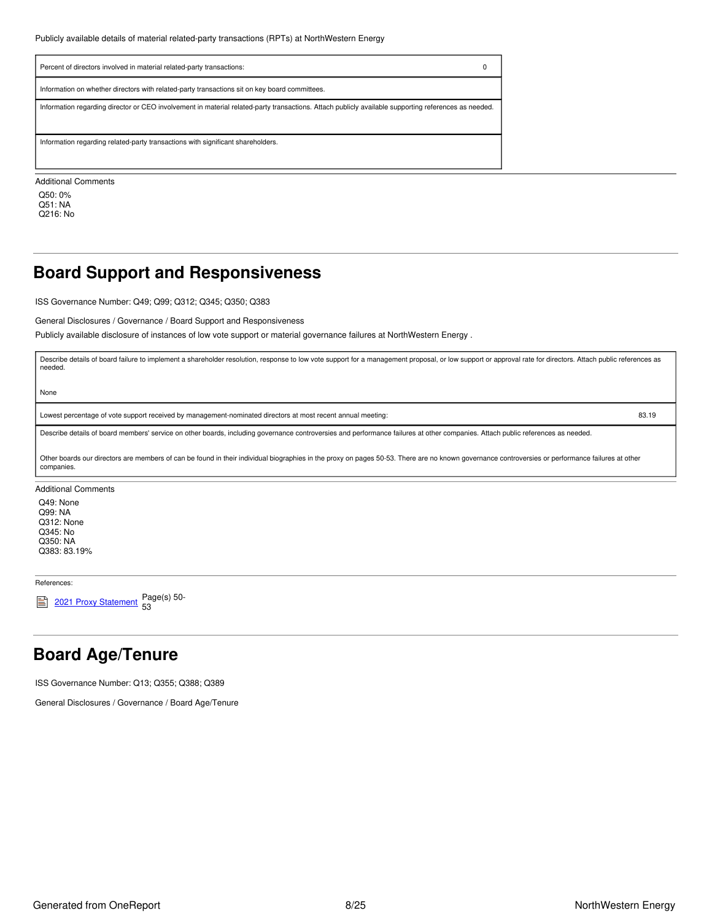Publicly available details of material related-party transactions (RPTs) at NorthWestern Energy

| Percent of directors involved in material related-party transactions: | 0 |
| --- | --- |
| Information on whether directors with related-party transactions sit on key board committees. | |
| Information regarding director or CEO involvement in material related-party transactions. Attach publicly available supporting references as needed. | |
| Information regarding related-party transactions with significant shareholders. | |

Additional Comments

Q50: 0%
Q51: NA
Q216: No

## Board Support and Responsiveness

ISS Governance Number: Q49; Q99; Q312; Q345; Q350; Q383

General Disclosures / Governance / Board Support and Responsiveness

Publicly available disclosure of instances of low vote support or material governance failures at NorthWestern Energy .

| Describe details of board failure to implement a shareholder resolution, response to low vote support for a management proposal, or low support or approval rate for directors. Attach public references as needed.<br><br>None | |
| --- | --- |
| Lowest percentage of vote support received by management-nominated directors at most recent annual meeting: | 83.19 |
| Describe details of board members' service on other boards, including governance controversies and performance failures at other companies. Attach public references as needed.<br><br>Other boards our directors are members of can be found in their individual biographies in the proxy on pages 50-53. There are no known governance controversies or performance failures at other companies. | |

Additional Comments

Q49: None
Q99: NA
Q312: None
Q345: No
Q350: NA
Q383: 83.19%

References:

2021 Proxy Statement Page(s) 50-53

## Board Age/Tenure

ISS Governance Number: Q13; Q355; Q388; Q389

General Disclosures / Governance / Board Age/Tenure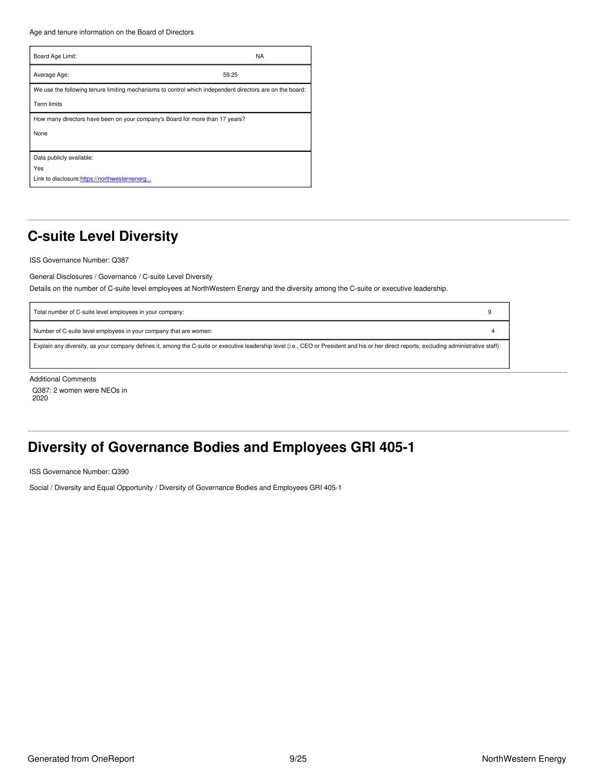Age and tenure information on the Board of Directors

| | |
|---|---|
| Board Age Limit: | NA |
| Average Age: | 59.25 |
| We use the following tenure limiting mechanisms to control which independent directors are on the board:<br>Term limits | |
| How many directors have been on your company's Board for more than 17 years?<br>None | |
| Data publicly available:<br>Yes<br>Link to disclosure:https://northwesternenerg... | |

## C-suite Level Diversity

ISS Governance Number: Q387

General Disclosures / Governance / C-suite Level Diversity

Details on the number of C-suite level employees at NorthWestern Energy and the diversity among the C-suite or executive leadership.

| | |
|---|---|
| Total number of C-suite level employees in your company: | 9 |
| Number of C-suite level employees in your company that are women: | 4 |
| Explain any diversity, as your company defines it, among the C-suite or executive leadership level (i.e., CEO or President and his or her direct reports, excluding administrative staff): | |

Additional Comments

Q387: 2 women were NEOs in 2020

## Diversity of Governance Bodies and Employees GRI 405-1

ISS Governance Number: Q390

Social / Diversity and Equal Opportunity / Diversity of Governance Bodies and Employees GRI 405-1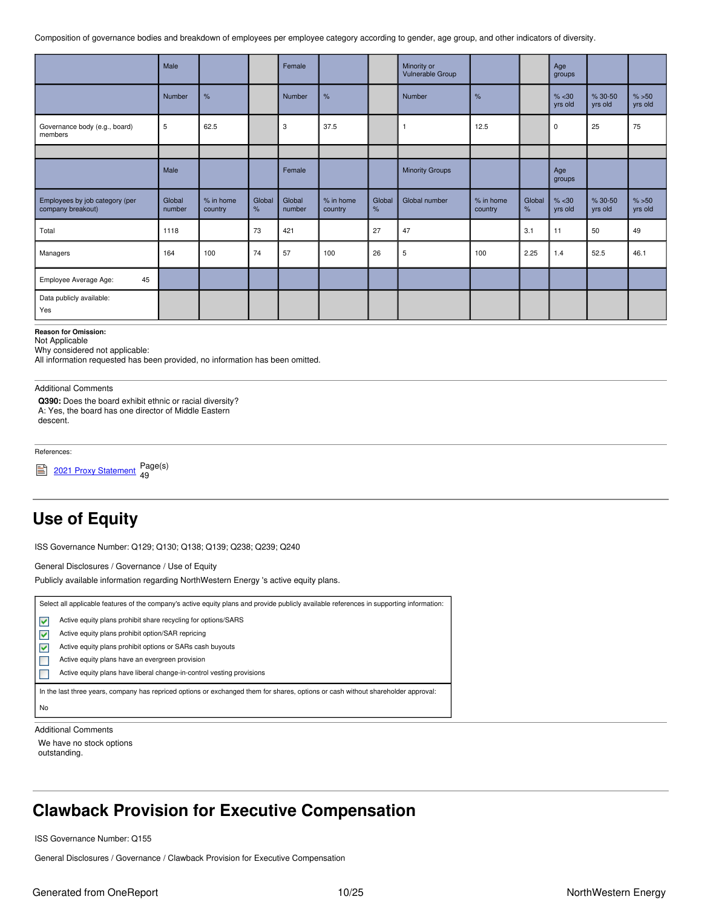Composition of governance bodies and breakdown of employees per employee category according to gender, age group, and other indicators of diversity.

| | Male | | | Female | | | Minority or Vulnerable Group | | | Age groups | | |
|---|---|---|---|---|---|---|---|---|---|---|---|---|
| | Number | % | | Number | % | | Number | % | | % <30 yrs old | % 30-50 yrs old | % >50 yrs old |
| Governance body (e.g., board) members | 5 | 62.5 | | 3 | 37.5 | | 1 | 12.5 | | 0 | 25 | 75 |
| | | | | | | | | | | | | |
| | Male | | | Female | | | Minority Groups | | | Age groups | | |
| Employees by job category (per company breakout) | Global number | % in home country | Global % | Global number | % in home country | Global % | Global number | % in home country | Global % | % <30 yrs old | % 30-50 yrs old | % >50 yrs old |
| Total | 1118 | | 73 | 421 | | 27 | 47 | | 3.1 | 11 | 50 | 49 |
| Managers | 164 | 100 | 74 | 57 | 100 | 26 | 5 | 100 | 2.25 | 1.4 | 52.5 | 46.1 |
| Employee Average Age: 45 | | | | | | | | | | | | |
| Data publicly available: Yes | | | | | | | | | | | | |

**Reason for Omission:**
Not Applicable
Why considered not applicable:
All information requested has been provided, no information has been omitted.

Additional Comments

**Q390:** Does the board exhibit ethnic or racial diversity?
A: Yes, the board has one director of Middle Eastern descent.

References:

2021 Proxy Statement Page(s) 49

## Use of Equity

ISS Governance Number: Q129; Q130; Q138; Q139; Q238; Q239; Q240

General Disclosures / Governance / Use of Equity

Publicly available information regarding NorthWestern Energy 's active equity plans.

Select all applicable features of the company's active equity plans and provide publicly available references in supporting information:

- [x] Active equity plans prohibit share recycling for options/SARS
- [x] Active equity plans prohibit option/SAR repricing
- [x] Active equity plans prohibit options or SARs cash buyouts
- [ ] Active equity plans have an evergreen provision
- [ ] Active equity plans have liberal change-in-control vesting provisions

In the last three years, company has repriced options or exchanged them for shares, options or cash without shareholder approval:

No

Additional Comments

We have no stock options outstanding.

## Clawback Provision for Executive Compensation

ISS Governance Number: Q155

General Disclosures / Governance / Clawback Provision for Executive Compensation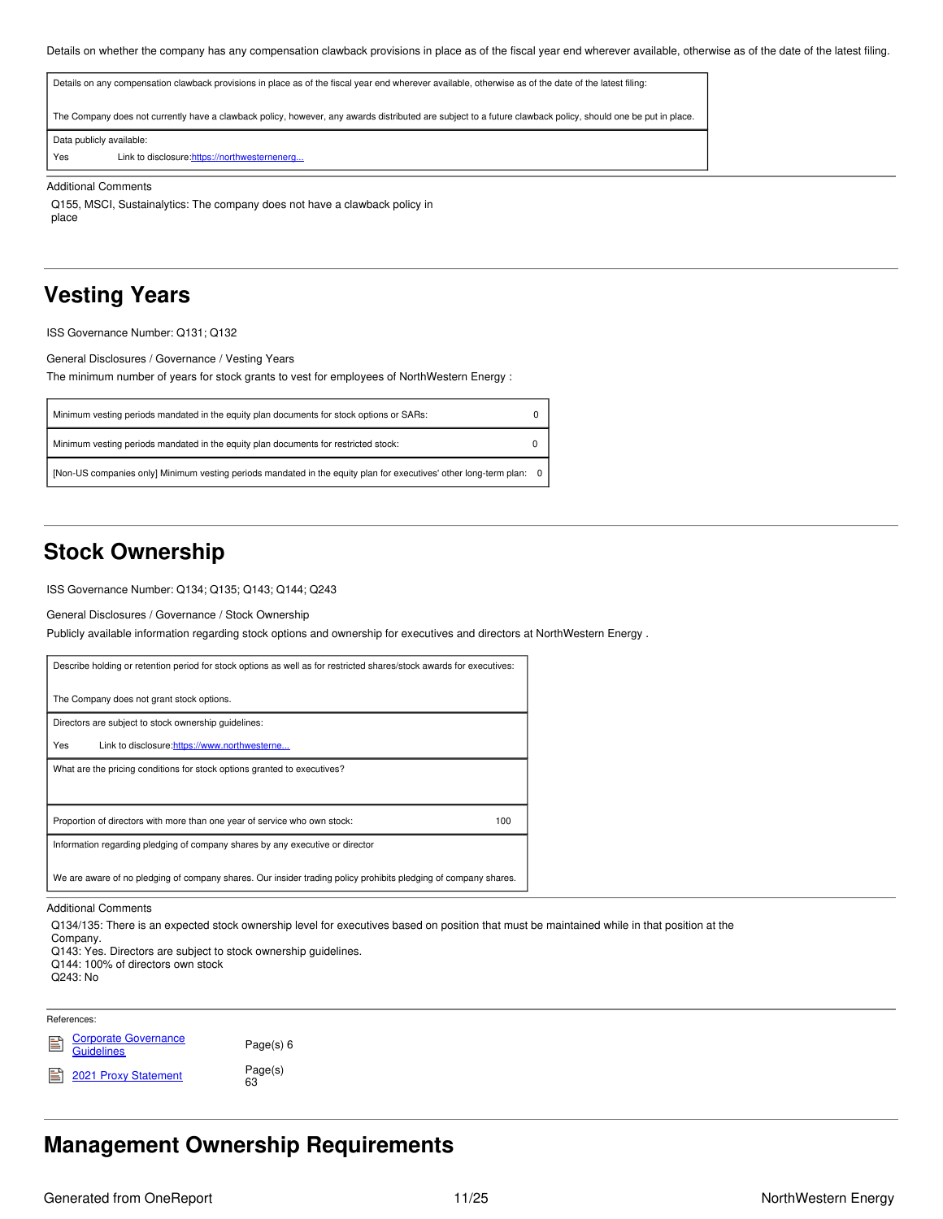Details on whether the company has any compensation clawback provisions in place as of the fiscal year end wherever available, otherwise as of the date of the latest filing.

| Details on any compensation clawback provisions in place as of the fiscal year end wherever available, otherwise as of the date of the latest filing: |
| --- |
| The Company does not currently have a clawback policy, however, any awards distributed are subject to a future clawback policy, should one be put in place. |
| Data publicly available: Yes Link to disclosure: https://northwesternenerg... |

Additional Comments

Q155, MSCI, Sustainalytics: The company does not have a clawback policy in place

## Vesting Years

ISS Governance Number: Q131; Q132

General Disclosures / Governance / Vesting Years

The minimum number of years for stock grants to vest for employees of NorthWestern Energy :

| Item | Value |
| --- | --- |
| Minimum vesting periods mandated in the equity plan documents for stock options or SARs: | 0 |
| Minimum vesting periods mandated in the equity plan documents for restricted stock: | 0 |
| [Non-US companies only] Minimum vesting periods mandated in the equity plan for executives' other long-term plan: | 0 |

## Stock Ownership

ISS Governance Number: Q134; Q135; Q143; Q144; Q243

General Disclosures / Governance / Stock Ownership

Publicly available information regarding stock options and ownership for executives and directors at NorthWestern Energy .

| Item | Value |
| --- | --- |
| Describe holding or retention period for stock options as well as for restricted shares/stock awards for executives: The Company does not grant stock options. | |
| Directors are subject to stock ownership guidelines: Yes Link to disclosure: https://www.northwesterne... | |
| What are the pricing conditions for stock options granted to executives? | |
| Proportion of directors with more than one year of service who own stock: | 100 |
| Information regarding pledging of company shares by any executive or director: We are aware of no pledging of company shares. Our insider trading policy prohibits pledging of company shares. | |

Additional Comments

Q134/135: There is an expected stock ownership level for executives based on position that must be maintained while in that position at the Company.
Q143: Yes. Directors are subject to stock ownership guidelines.
Q144: 100% of directors own stock
Q243: No

References:

- Corporate Governance Guidelines — Page(s) 6
- 2021 Proxy Statement — Page(s) 63

## Management Ownership Requirements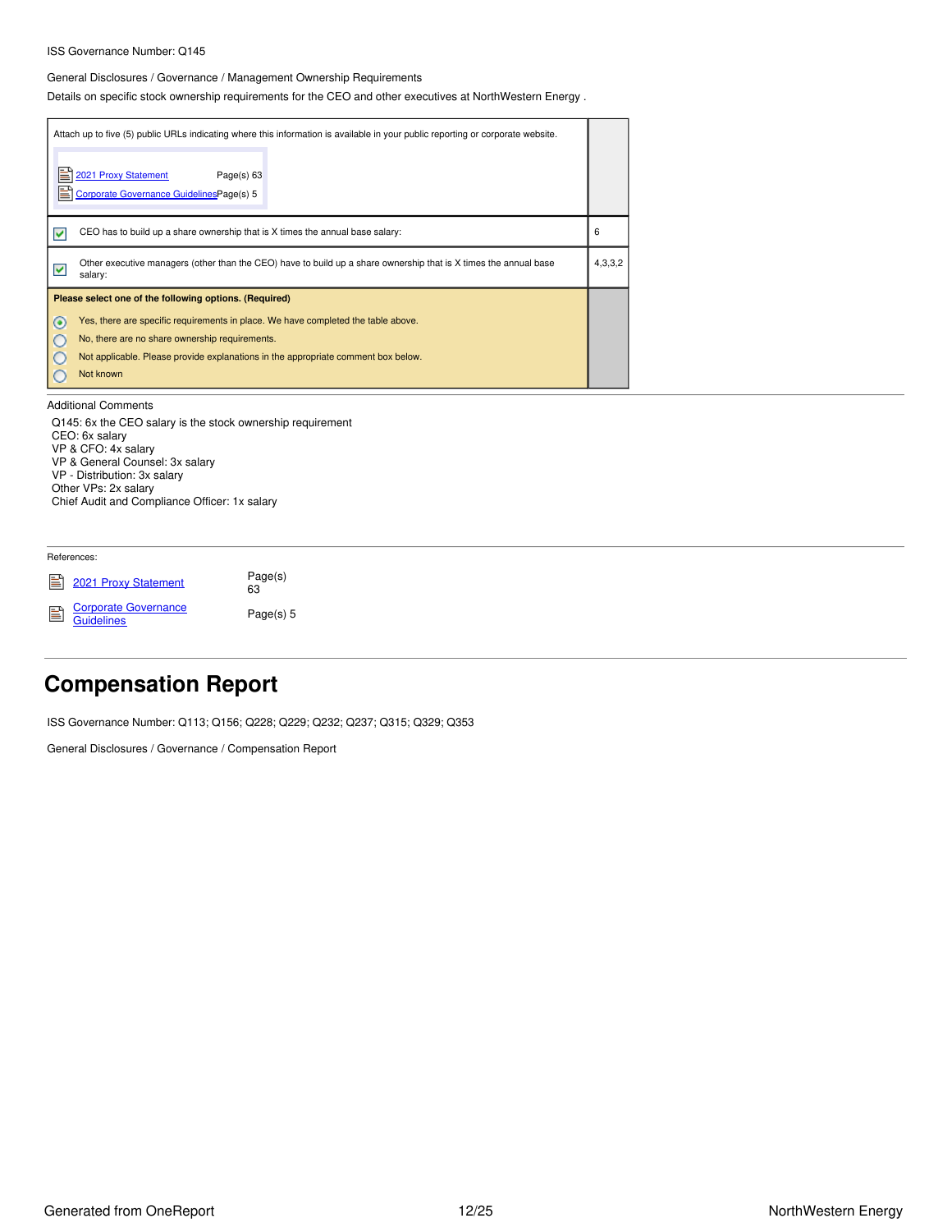ISS Governance Number: Q145

General Disclosures / Governance / Management Ownership Requirements

Details on specific stock ownership requirements for the CEO and other executives at NorthWestern Energy .

| Attach up to five (5) public URLs indicating where this information is available in your public reporting or corporate website. | |
|---|---|
| 2021 Proxy Statement Page(s) 63<br>Corporate Governance Guidelines Page(s) 5 | |
| ☑ CEO has to build up a share ownership that is X times the annual base salary: | 6 |
| ☑ Other executive managers (other than the CEO) have to build up a share ownership that is X times the annual base salary: | 4,3,3,2 |

**Please select one of the following options. (Required)**

- (●) Yes, there are specific requirements in place. We have completed the table above.
- ( ) No, there are no share ownership requirements.
- ( ) Not applicable. Please provide explanations in the appropriate comment box below.
- ( ) Not known

Additional Comments

Q145: 6x the CEO salary is the stock ownership requirement
CEO: 6x salary
VP & CFO: 4x salary
VP & General Counsel: 3x salary
VP - Distribution: 3x salary
Other VPs: 2x salary
Chief Audit and Compliance Officer: 1x salary

References:

| | |
|---|---|
| 2021 Proxy Statement | Page(s) 63 |
| Corporate Governance Guidelines | Page(s) 5 |

# Compensation Report

ISS Governance Number: Q113; Q156; Q228; Q229; Q232; Q237; Q315; Q329; Q353

General Disclosures / Governance / Compensation Report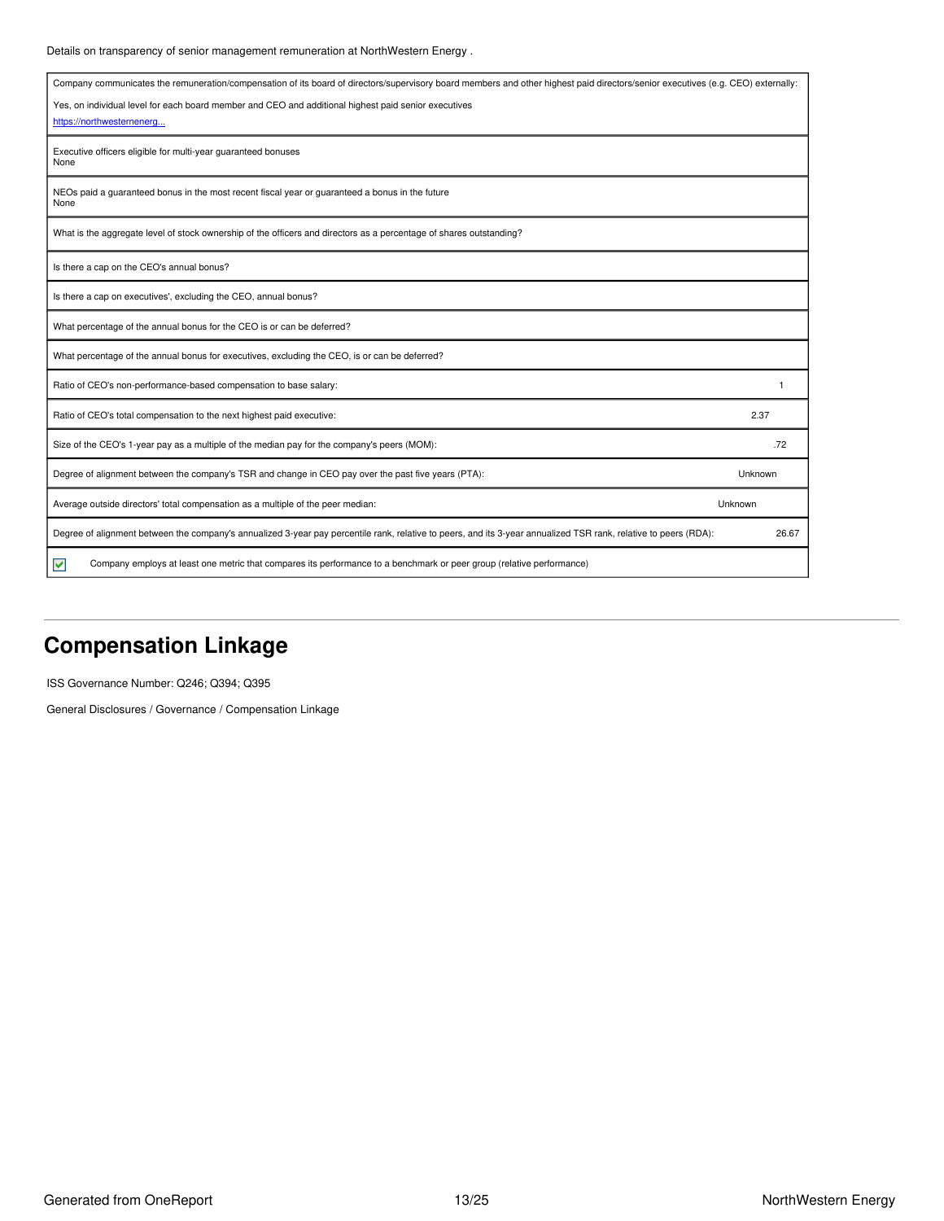Details on transparency of senior management remuneration at NorthWestern Energy .

| | |
|---|---|
| Company communicates the remuneration/compensation of its board of directors/supervisory board members and other highest paid directors/senior executives (e.g. CEO) externally:<br><br>Yes, on individual level for each board member and CEO and additional highest paid senior executives<br>https://northwesternenerg... | |
| Executive officers eligible for multi-year guaranteed bonuses<br>None | |
| NEOs paid a guaranteed bonus in the most recent fiscal year or guaranteed a bonus in the future<br>None | |
| What is the aggregate level of stock ownership of the officers and directors as a percentage of shares outstanding? | |
| Is there a cap on the CEO's annual bonus? | |
| Is there a cap on executives', excluding the CEO, annual bonus? | |
| What percentage of the annual bonus for the CEO is or can be deferred? | |
| What percentage of the annual bonus for executives, excluding the CEO, is or can be deferred? | |
| Ratio of CEO's non-performance-based compensation to base salary: | 1 |
| Ratio of CEO's total compensation to the next highest paid executive: | 2.37 |
| Size of the CEO's 1-year pay as a multiple of the median pay for the company's peers (MOM): | .72 |
| Degree of alignment between the company's TSR and change in CEO pay over the past five years (PTA): | Unknown |
| Average outside directors' total compensation as a multiple of the peer median: | Unknown |
| Degree of alignment between the company's annualized 3-year pay percentile rank, relative to peers, and its 3-year annualized TSR rank, relative to peers (RDA): | 26.67 |
| ☑ Company employs at least one metric that compares its performance to a benchmark or peer group (relative performance) | |

## Compensation Linkage

ISS Governance Number: Q246; Q394; Q395

General Disclosures / Governance / Compensation Linkage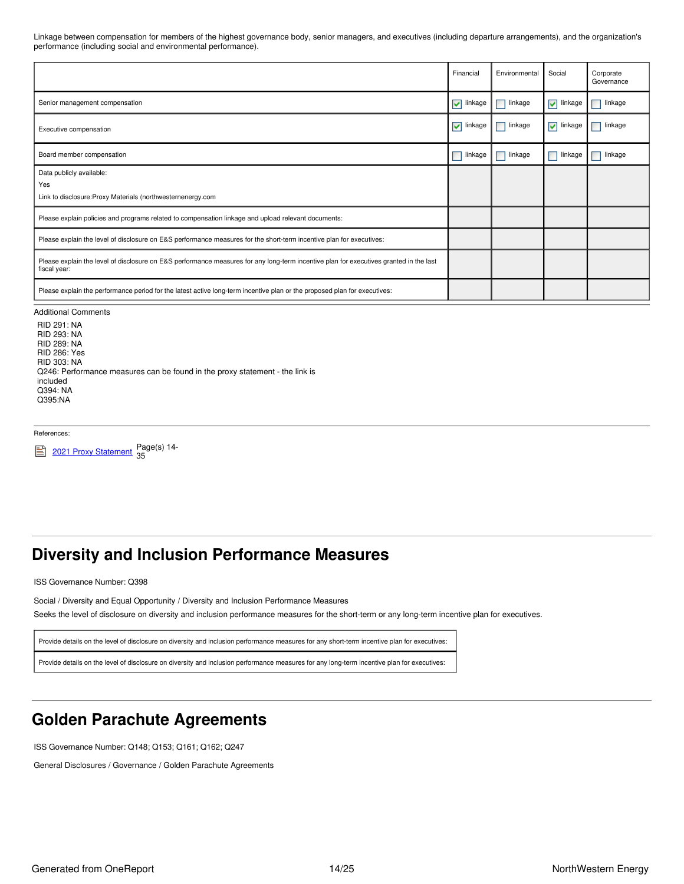Linkage between compensation for members of the highest governance body, senior managers, and executives (including departure arrangements), and the organization's performance (including social and environmental performance).

| | Financial | Environmental | Social | Corporate Governance |
|---|---|---|---|---|
| Senior management compensation | ☑ linkage | ☐ linkage | ☑ linkage | ☐ linkage |
| Executive compensation | ☑ linkage | ☐ linkage | ☑ linkage | ☐ linkage |
| Board member compensation | ☐ linkage | ☐ linkage | ☐ linkage | ☐ linkage |
| Data publicly available:<br>Yes<br>Link to disclosure:Proxy Materials (northwesternenergy.com | | | | |
| Please explain policies and programs related to compensation linkage and upload relevant documents: | | | | |
| Please explain the level of disclosure on E&S performance measures for the short-term incentive plan for executives: | | | | |
| Please explain the level of disclosure on E&S performance measures for any long-term incentive plan for executives granted in the last fiscal year: | | | | |
| Please explain the performance period for the latest active long-term incentive plan or the proposed plan for executives: | | | | |

Additional Comments

RID 291: NA
RID 293: NA
RID 289: NA
RID 286: Yes
RID 303: NA
Q246: Performance measures can be found in the proxy statement - the link is included
Q394: NA
Q395:NA

References:

2021 Proxy Statement Page(s) 14-35

## Diversity and Inclusion Performance Measures

ISS Governance Number: Q398

Social / Diversity and Equal Opportunity / Diversity and Inclusion Performance Measures

Seeks the level of disclosure on diversity and inclusion performance measures for the short-term or any long-term incentive plan for executives.

| |
|---|
| Provide details on the level of disclosure on diversity and inclusion performance measures for any short-term incentive plan for executives: |
| Provide details on the level of disclosure on diversity and inclusion performance measures for any long-term incentive plan for executives: |

## Golden Parachute Agreements

ISS Governance Number: Q148; Q153; Q161; Q162; Q247

General Disclosures / Governance / Golden Parachute Agreements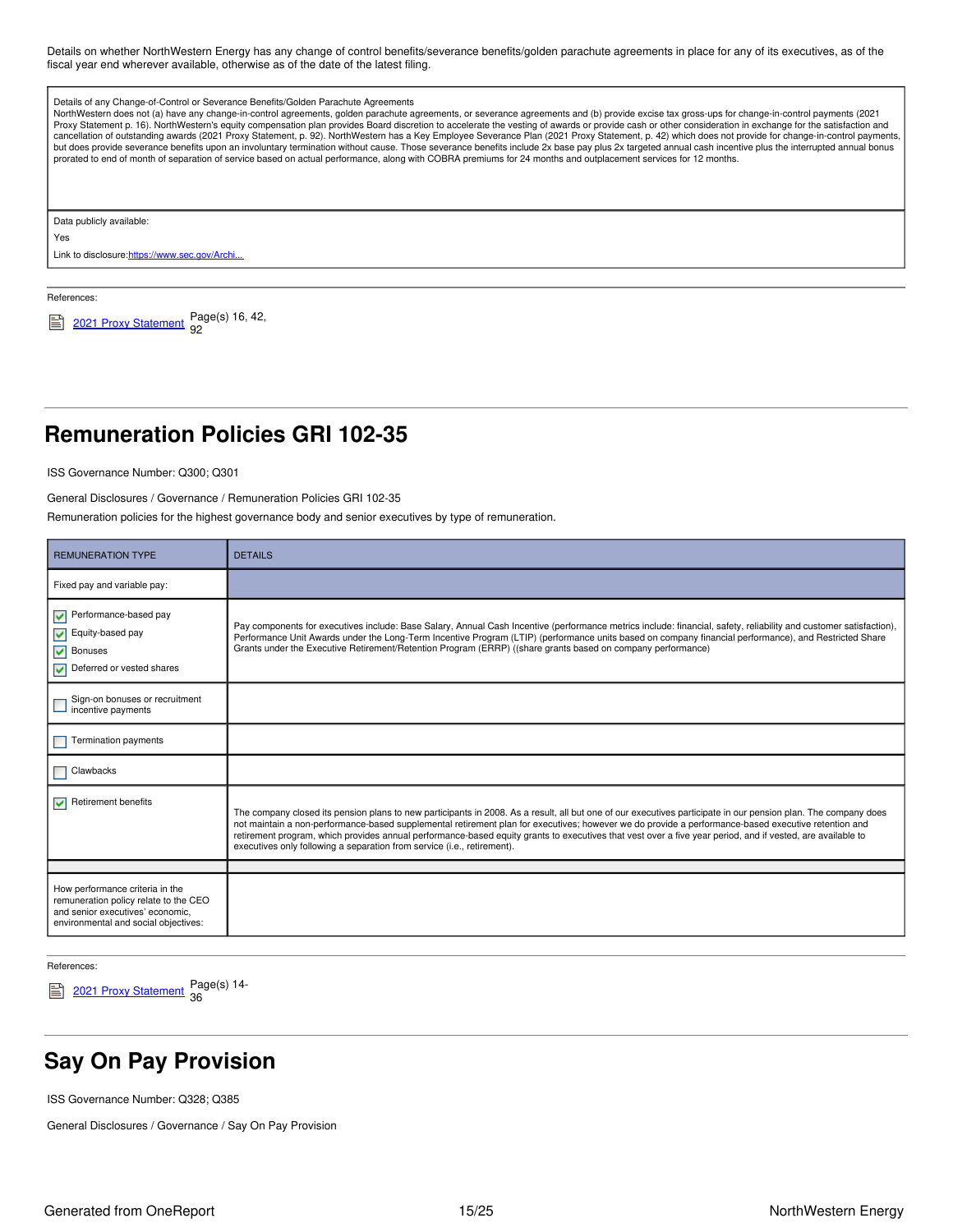Details on whether NorthWestern Energy has any change of control benefits/severance benefits/golden parachute agreements in place for any of its executives, as of the fiscal year end wherever available, otherwise as of the date of the latest filing.

| Details of any Change-of-Control or Severance Benefits/Golden Parachute Agreements |
|---|
| NorthWestern does not (a) have any change-in-control agreements, golden parachute agreements, or severance agreements and (b) provide excise tax gross-ups for change-in-control payments (2021 Proxy Statement p. 16). NorthWestern's equity compensation plan provides Board discretion to accelerate the vesting of awards or provide cash or other consideration in exchange for the satisfaction and cancellation of outstanding awards (2021 Proxy Statement, p. 92). NorthWestern has a Key Employee Severance Plan (2021 Proxy Statement, p. 42) which does not provide for change-in-control payments, but does provide severance benefits upon an involuntary termination without cause. Those severance benefits include 2x base pay plus 2x targeted annual cash incentive plus the interrupted annual bonus prorated to end of month of separation of service based on actual performance, along with COBRA premiums for 24 months and outplacement services for 12 months. |
| Data publicly available:<br>Yes<br>Link to disclosure: [https://www.sec.gov/Archi...](https://www.sec.gov/Archi...) |

References:

2021 Proxy Statement Page(s) 16, 42, 92

# Remuneration Policies GRI 102-35

ISS Governance Number: Q300; Q301

General Disclosures / Governance / Remuneration Policies GRI 102-35

Remuneration policies for the highest governance body and senior executives by type of remuneration.

| REMUNERATION TYPE | DETAILS |
|---|---|
| Fixed pay and variable pay: | |
| ☑ Performance-based pay<br>☑ Equity-based pay<br>☑ Bonuses<br>☑ Deferred or vested shares | Pay components for executives include: Base Salary, Annual Cash Incentive (performance metrics include: financial, safety, reliability and customer satisfaction), Performance Unit Awards under the Long-Term Incentive Program (LTIP) (performance units based on company financial performance), and Restricted Share Grants under the Executive Retirement/Retention Program (ERRP) ((share grants based on company performance) |
| ☐ Sign-on bonuses or recruitment incentive payments | |
| ☐ Termination payments | |
| ☐ Clawbacks | |
| ☑ Retirement benefits | The company closed its pension plans to new participants in 2008. As a result, all but one of our executives participate in our pension plan. The company does not maintain a non-performance-based supplemental retirement plan for executives; however we do provide a performance-based executive retention and retirement program, which provides annual performance-based equity grants to executives that vest over a five year period, and if vested, are available to executives only following a separation from service (i.e., retirement). |
| | |
| How performance criteria in the remuneration policy relate to the CEO and senior executives' economic, environmental and social objectives: | |

References:

2021 Proxy Statement Page(s) 14-36

# Say On Pay Provision

ISS Governance Number: Q328; Q385

General Disclosures / Governance / Say On Pay Provision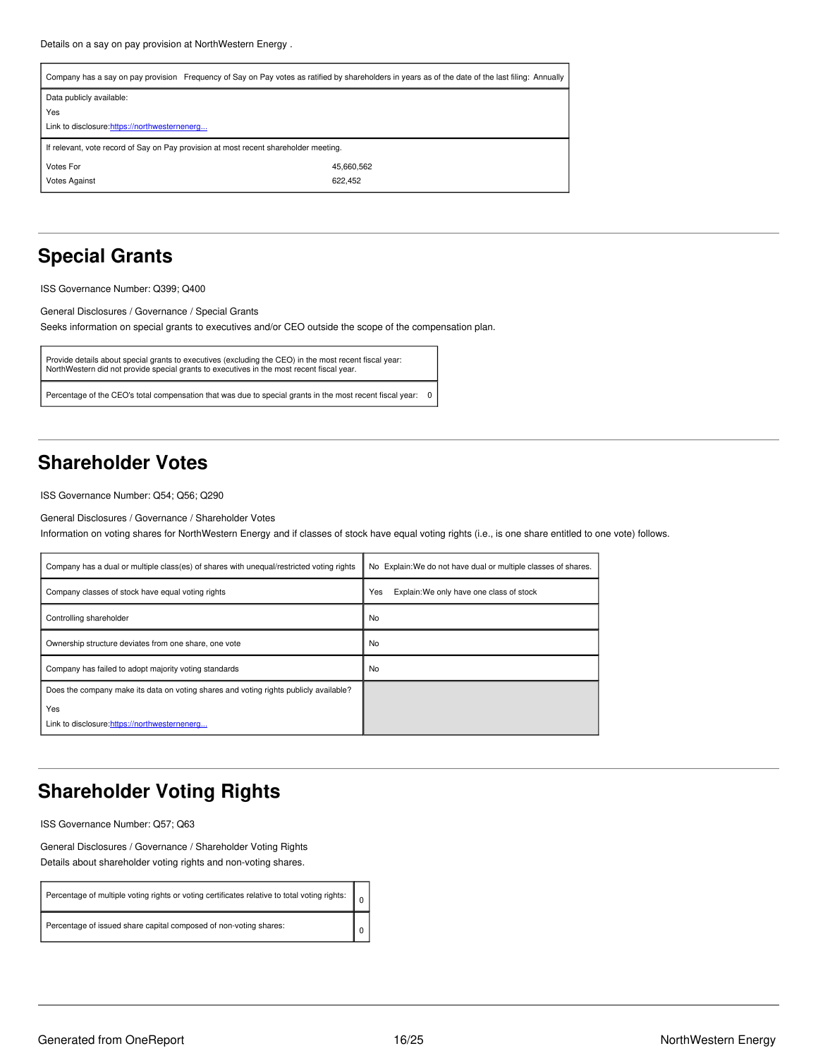Details on a say on pay provision at NorthWestern Energy .

| Company has a say on pay provision Frequency of Say on Pay votes as ratified by shareholders in years as of the date of the last filing: Annually | |
|---|---|
| Data publicly available: Yes Link to disclosure: https://northwesternenerg... | |
| If relevant, vote record of Say on Pay provision at most recent shareholder meeting. | |
| Votes For | 45,660,562 |
| Votes Against | 622,452 |

## Special Grants

ISS Governance Number: Q399; Q400

General Disclosures / Governance / Special Grants
Seeks information on special grants to executives and/or CEO outside the scope of the compensation plan.

| Provide details about special grants to executives (excluding the CEO) in the most recent fiscal year: NorthWestern did not provide special grants to executives in the most recent fiscal year. | |
|---|---|
| Percentage of the CEO's total compensation that was due to special grants in the most recent fiscal year: | 0 |

## Shareholder Votes

ISS Governance Number: Q54; Q56; Q290

General Disclosures / Governance / Shareholder Votes
Information on voting shares for NorthWestern Energy and if classes of stock have equal voting rights (i.e., is one share entitled to one vote) follows.

| Company has a dual or multiple class(es) of shares with unequal/restricted voting rights | No Explain:We do not have dual or multiple classes of shares. |
|---|---|
| Company classes of stock have equal voting rights | Yes Explain:We only have one class of stock |
| Controlling shareholder | No |
| Ownership structure deviates from one share, one vote | No |
| Company has failed to adopt majority voting standards | No |
| Does the company make its data on voting shares and voting rights publicly available? Yes Link to disclosure: https://northwesternenerg... | |

## Shareholder Voting Rights

ISS Governance Number: Q57; Q63

General Disclosures / Governance / Shareholder Voting Rights
Details about shareholder voting rights and non-voting shares.

| Percentage of multiple voting rights or voting certificates relative to total voting rights: | 0 |
|---|---|
| Percentage of issued share capital composed of non-voting shares: | 0 |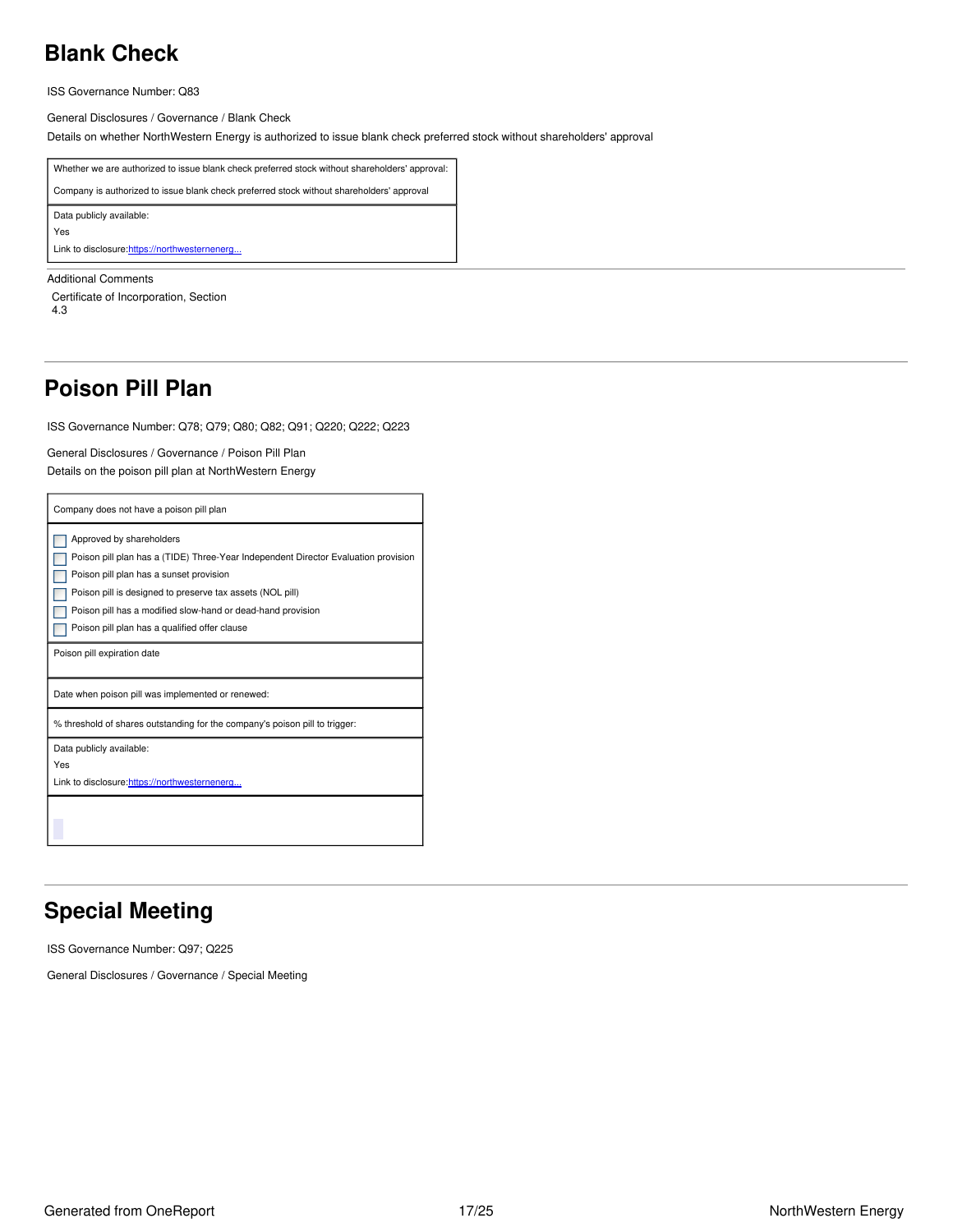## Blank Check

ISS Governance Number: Q83

General Disclosures / Governance / Blank Check

Details on whether NorthWestern Energy is authorized to issue blank check preferred stock without shareholders' approval

| Whether we are authorized to issue blank check preferred stock without shareholders' approval: |
|---|
| Company is authorized to issue blank check preferred stock without shareholders' approval |
| Data publicly available:<br>Yes<br>Link to disclosure: [https://northwesternenerg...](https://northwesternenerg...) |

Additional Comments

Certificate of Incorporation, Section 4.3

## Poison Pill Plan

ISS Governance Number: Q78; Q79; Q80; Q82; Q91; Q220; Q222; Q223

General Disclosures / Governance / Poison Pill Plan

Details on the poison pill plan at NorthWestern Energy

| Company does not have a poison pill plan |
|---|
| ☐ Approved by shareholders<br>☐ Poison pill plan has a (TIDE) Three-Year Independent Director Evaluation provision<br>☐ Poison pill plan has a sunset provision<br>☐ Poison pill is designed to preserve tax assets (NOL pill)<br>☐ Poison pill has a modified slow-hand or dead-hand provision<br>☐ Poison pill plan has a qualified offer clause |
| Poison pill expiration date |
| Date when poison pill was implemented or renewed: |
| % threshold of shares outstanding for the company's poison pill to trigger: |
| Data publicly available:<br>Yes<br>Link to disclosure: [https://northwesternenerg...](https://northwesternenerg...) |

## Special Meeting

ISS Governance Number: Q97; Q225

General Disclosures / Governance / Special Meeting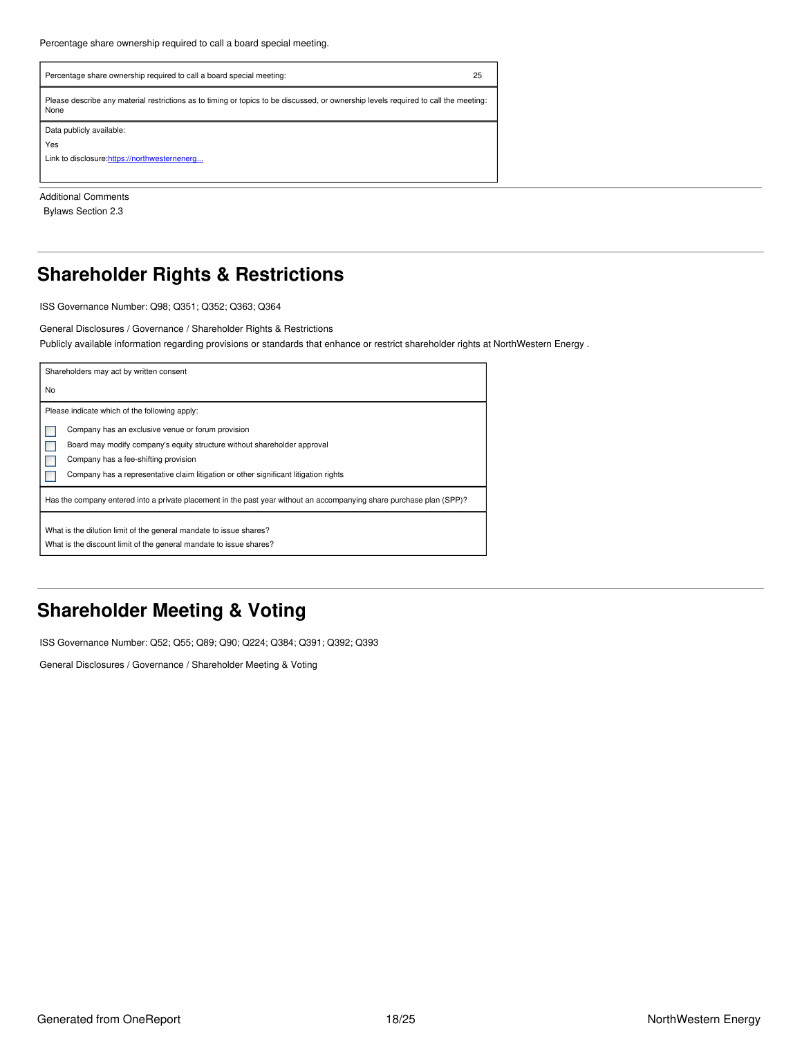Percentage share ownership required to call a board special meeting.

| Percentage share ownership required to call a board special meeting: | 25 |
|---|---|
| Please describe any material restrictions as to timing or topics to be discussed, or ownership levels required to call the meeting: None | |
| Data publicly available: Yes<br>Link to disclosure: [https://northwesternenerg...](https://northwesternenerg...) | |

Additional Comments

Bylaws Section 2.3

## Shareholder Rights & Restrictions

ISS Governance Number: Q98; Q351; Q352; Q363; Q364

General Disclosures / Governance / Shareholder Rights & Restrictions

Publicly available information regarding provisions or standards that enhance or restrict shareholder rights at NorthWestern Energy .

Shareholders may act by written consent

No

Please indicate which of the following apply:

- [ ] Company has an exclusive venue or forum provision
- [ ] Board may modify company's equity structure without shareholder approval
- [ ] Company has a fee-shifting provision
- [ ] Company has a representative claim litigation or other significant litigation rights

Has the company entered into a private placement in the past year without an accompanying share purchase plan (SPP)?

What is the dilution limit of the general mandate to issue shares?

What is the discount limit of the general mandate to issue shares?

## Shareholder Meeting & Voting

ISS Governance Number: Q52; Q55; Q89; Q90; Q224; Q384; Q391; Q392; Q393

General Disclosures / Governance / Shareholder Meeting & Voting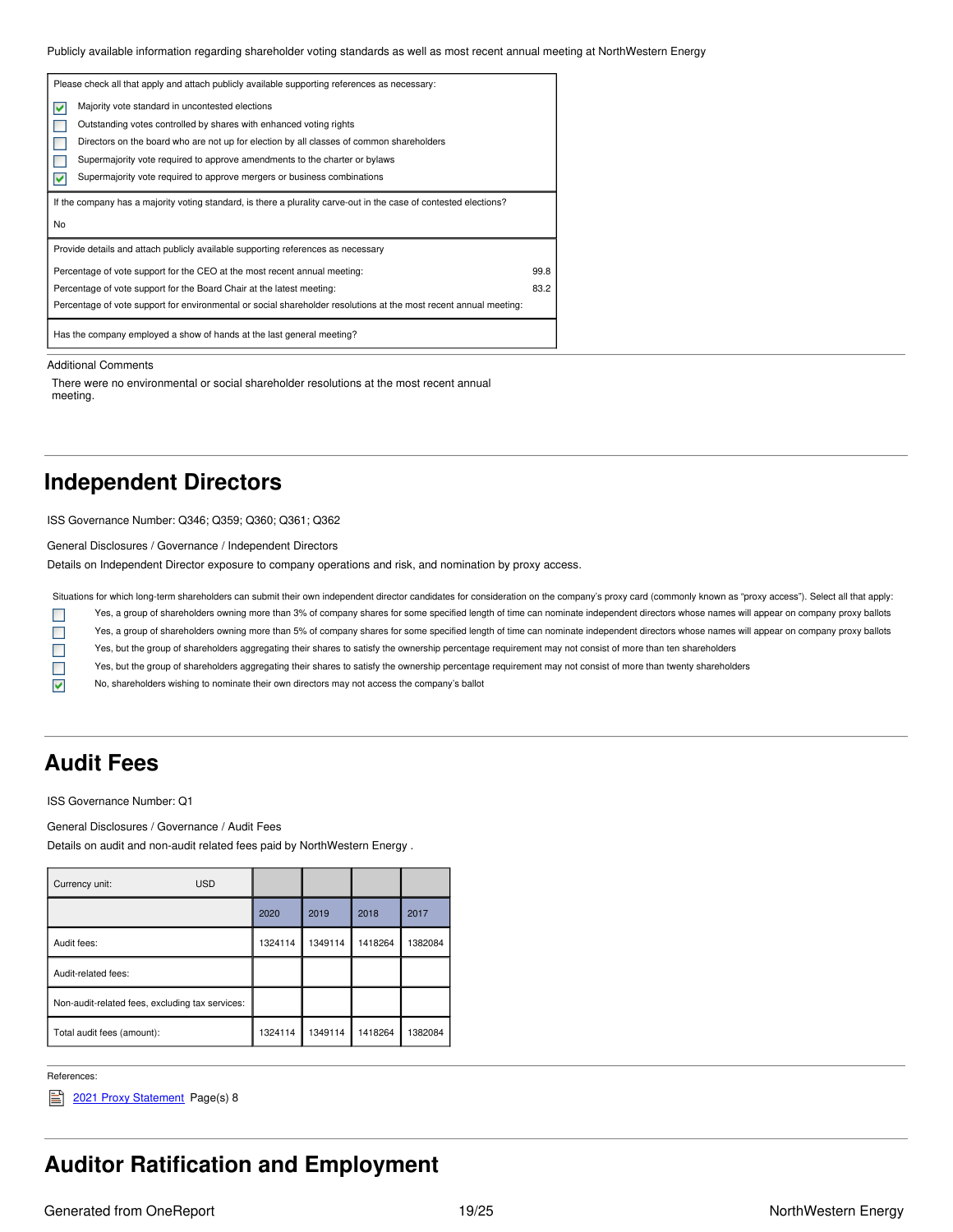Publicly available information regarding shareholder voting standards as well as most recent annual meeting at NorthWestern Energy

Please check all that apply and attach publicly available supporting references as necessary:

- [x] Majority vote standard in uncontested elections
- [ ] Outstanding votes controlled by shares with enhanced voting rights
- [ ] Directors on the board who are not up for election by all classes of common shareholders
- [ ] Supermajority vote required to approve amendments to the charter or bylaws
- [x] Supermajority vote required to approve mergers or business combinations

If the company has a majority voting standard, is there a plurality carve-out in the case of contested elections?

No

Provide details and attach publicly available supporting references as necessary

| | |
|---|---|
| Percentage of vote support for the CEO at the most recent annual meeting: | 99.8 |
| Percentage of vote support for the Board Chair at the latest meeting: | 83.2 |
| Percentage of vote support for environmental or social shareholder resolutions at the most recent annual meeting: | |

Has the company employed a show of hands at the last general meeting?

Additional Comments

There were no environmental or social shareholder resolutions at the most recent annual meeting.

## Independent Directors

ISS Governance Number: Q346; Q359; Q360; Q361; Q362

General Disclosures / Governance / Independent Directors

Details on Independent Director exposure to company operations and risk, and nomination by proxy access.

Situations for which long-term shareholders can submit their own independent director candidates for consideration on the company's proxy card (commonly known as "proxy access"). Select all that apply:

- [ ] Yes, a group of shareholders owning more than 3% of company shares for some specified length of time can nominate independent directors whose names will appear on company proxy ballots
- [ ] Yes, a group of shareholders owning more than 5% of company shares for some specified length of time can nominate independent directors whose names will appear on company proxy ballots
- [ ] Yes, but the group of shareholders aggregating their shares to satisfy the ownership percentage requirement may not consist of more than ten shareholders
- [ ] Yes, but the group of shareholders aggregating their shares to satisfy the ownership percentage requirement may not consist of more than twenty shareholders
- [x] No, shareholders wishing to nominate their own directors may not access the company's ballot

## Audit Fees

ISS Governance Number: Q1

General Disclosures / Governance / Audit Fees

Details on audit and non-audit related fees paid by NorthWestern Energy .

| Currency unit: USD | | | | |
|---|---|---|---|---|
| | 2020 | 2019 | 2018 | 2017 |
| Audit fees: | 1324114 | 1349114 | 1418264 | 1382084 |
| Audit-related fees: | | | | |
| Non-audit-related fees, excluding tax services: | | | | |
| Total audit fees (amount): | 1324114 | 1349114 | 1418264 | 1382084 |

References:

2021 Proxy Statement Page(s) 8

## Auditor Ratification and Employment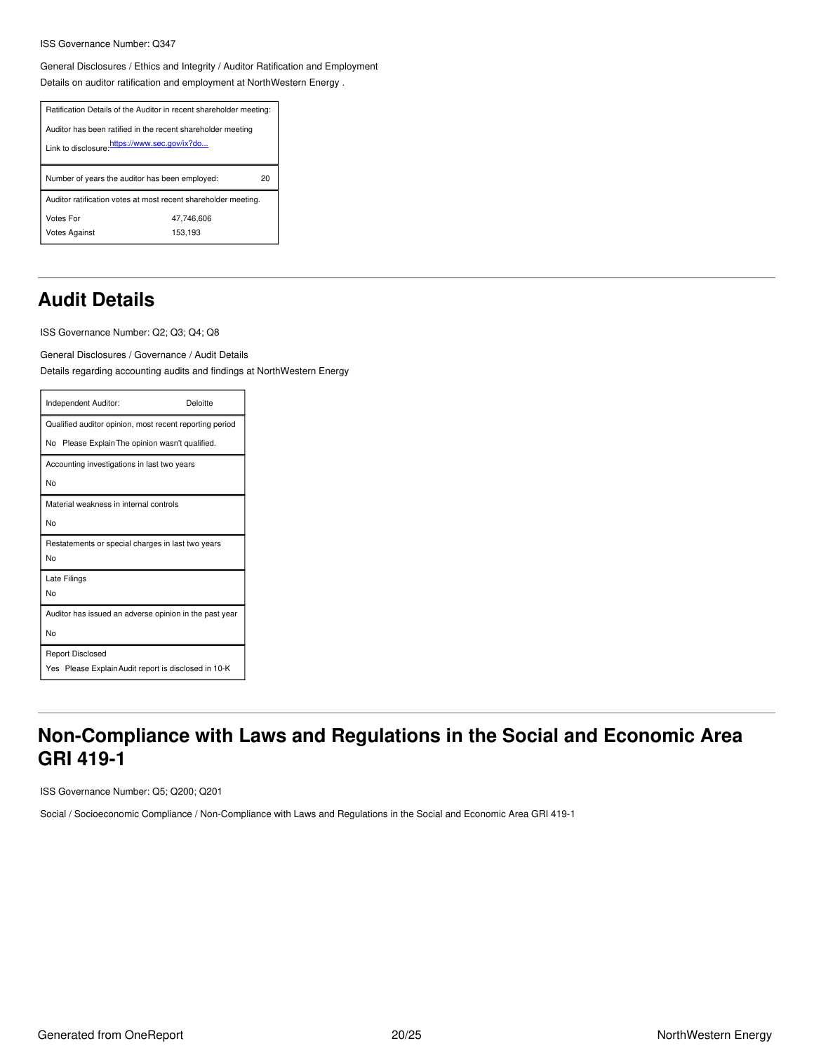ISS Governance Number: Q347

General Disclosures / Ethics and Integrity / Auditor Ratification and Employment

Details on auditor ratification and employment at NorthWestern Energy .

| Ratification Details of the Auditor in recent shareholder meeting: | |
|---|---|
| Auditor has been ratified in the recent shareholder meeting | |
| Link to disclosure: https://www.sec.gov/ix?do... | |
| Number of years the auditor has been employed: | 20 |
| Auditor ratification votes at most recent shareholder meeting. | |
| Votes For | 47,746,606 |
| Votes Against | 153,193 |

## Audit Details

ISS Governance Number: Q2; Q3; Q4; Q8

General Disclosures / Governance / Audit Details

Details regarding accounting audits and findings at NorthWestern Energy

| Item | Response |
|---|---|
| Independent Auditor: | Deloitte |
| Qualified auditor opinion, most recent reporting period | No Please Explain The opinion wasn't qualified. |
| Accounting investigations in last two years | No |
| Material weakness in internal controls | No |
| Restatements or special charges in last two years | No |
| Late Filings | No |
| Auditor has issued an adverse opinion in the past year | No |
| Report Disclosed | Yes Please Explain Audit report is disclosed in 10-K |

## Non-Compliance with Laws and Regulations in the Social and Economic Area GRI 419-1

ISS Governance Number: Q5; Q200; Q201

Social / Socioeconomic Compliance / Non-Compliance with Laws and Regulations in the Social and Economic Area GRI 419-1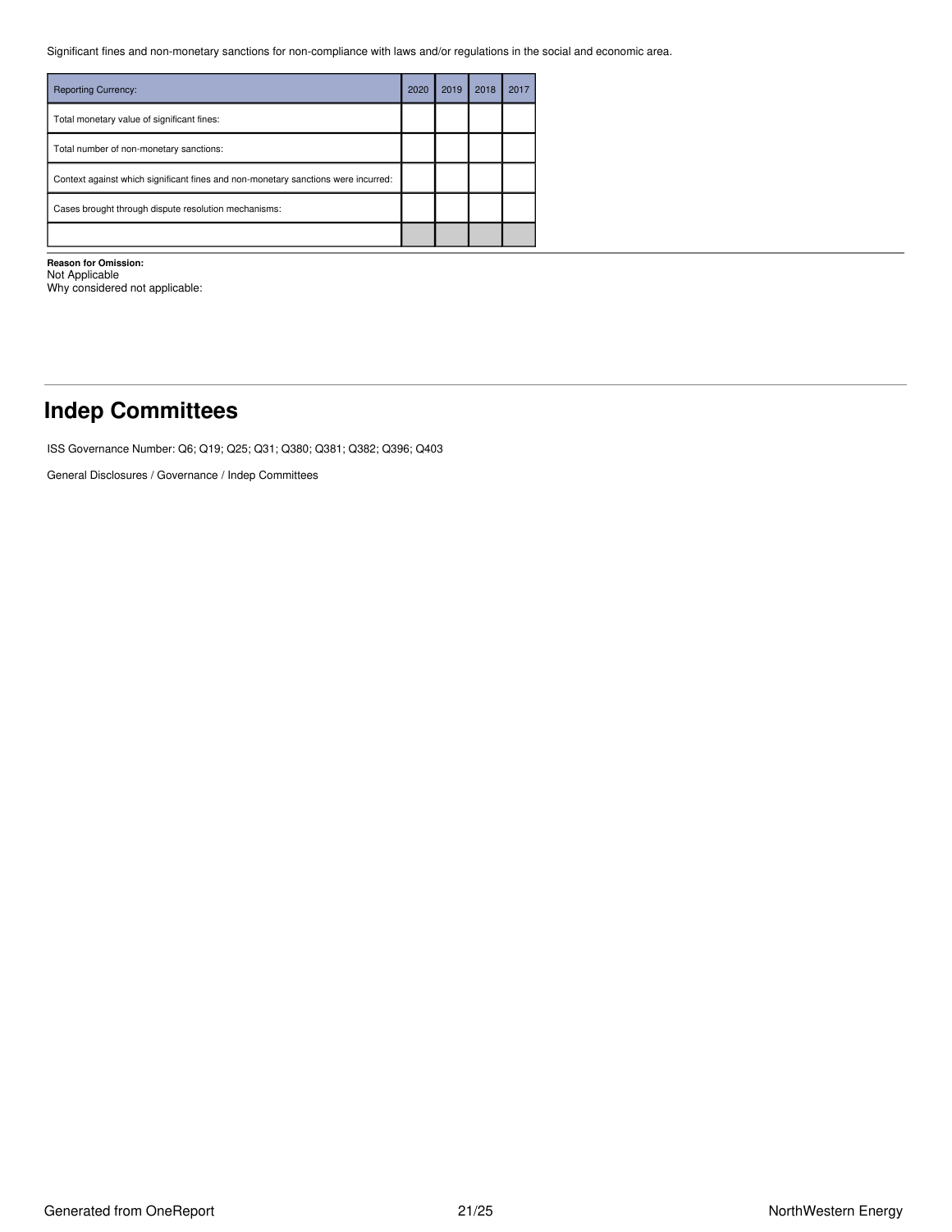Significant fines and non-monetary sanctions for non-compliance with laws and/or regulations in the social and economic area.

| Reporting Currency: | 2020 | 2019 | 2018 | 2017 |
|---|---|---|---|---|
| Total monetary value of significant fines: | | | | |
| Total number of non-monetary sanctions: | | | | |
| Context against which significant fines and non-monetary sanctions were incurred: | | | | |
| Cases brought through dispute resolution mechanisms: | | | | |
| | | | | |

**Reason for Omission:**
Not Applicable
Why considered not applicable:

# Indep Committees

ISS Governance Number: Q6; Q19; Q25; Q31; Q380; Q381; Q382; Q396; Q403

General Disclosures / Governance / Indep Committees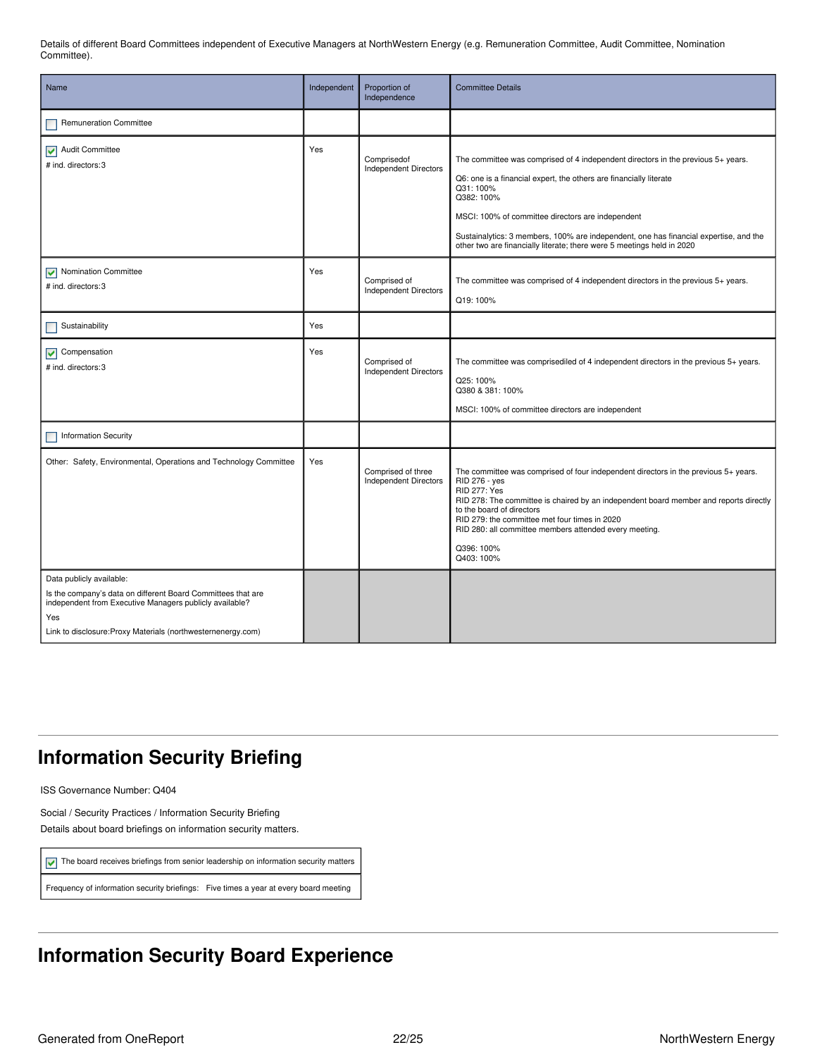Details of different Board Committees independent of Executive Managers at NorthWestern Energy (e.g. Remuneration Committee, Audit Committee, Nomination Committee).

| Name | Independent | Proportion of Independence | Committee Details |
|---|---|---|---|
| ☐ Remuneration Committee | | | |
| ☑ Audit Committee<br># ind. directors:3 | Yes | Comprisedof Independent Directors | The committee was comprised of 4 independent directors in the previous 5+ years.<br><br>Q6: one is a financial expert, the others are financially literate<br>Q31: 100%<br>Q382: 100%<br><br>MSCI: 100% of committee directors are independent<br><br>Sustainalytics: 3 members, 100% are independent, one has financial expertise, and the other two are financially literate; there were 5 meetings held in 2020 |
| ☑ Nomination Committee<br># ind. directors:3 | Yes | Comprised of Independent Directors | The committee was comprised of 4 independent directors in the previous 5+ years.<br><br>Q19: 100% |
| ☐ Sustainability | Yes | | |
| ☑ Compensation<br># ind. directors:3 | Yes | Comprised of Independent Directors | The committee was comprisediled of 4 independent directors in the previous 5+ years.<br><br>Q25: 100%<br>Q380 & 381: 100%<br><br>MSCI: 100% of committee directors are independent |
| ☐ Information Security | | | |
| Other: Safety, Environmental, Operations and Technology Committee | Yes | Comprised of three Independent Directors | The committee was comprised of four independent directors in the previous 5+ years.<br>RID 276 - yes<br>RID 277: Yes<br>RID 278: The committee is chaired by an independent board member and reports directly to the board of directors<br>RID 279: the committee met four times in 2020<br>RID 280: all committee members attended every meeting.<br><br>Q396: 100%<br>Q403: 100% |
| Data publicly available:<br>Is the company's data on different Board Committees that are independent from Executive Managers publicly available?<br>Yes<br>Link to disclosure:Proxy Materials (northwesternenergy.com) | | | |

## Information Security Briefing

ISS Governance Number: Q404

Social / Security Practices / Information Security Briefing

Details about board briefings on information security matters.

| |
|---|
| ☑ The board receives briefings from senior leadership on information security matters |
| Frequency of information security briefings: Five times a year at every board meeting |

## Information Security Board Experience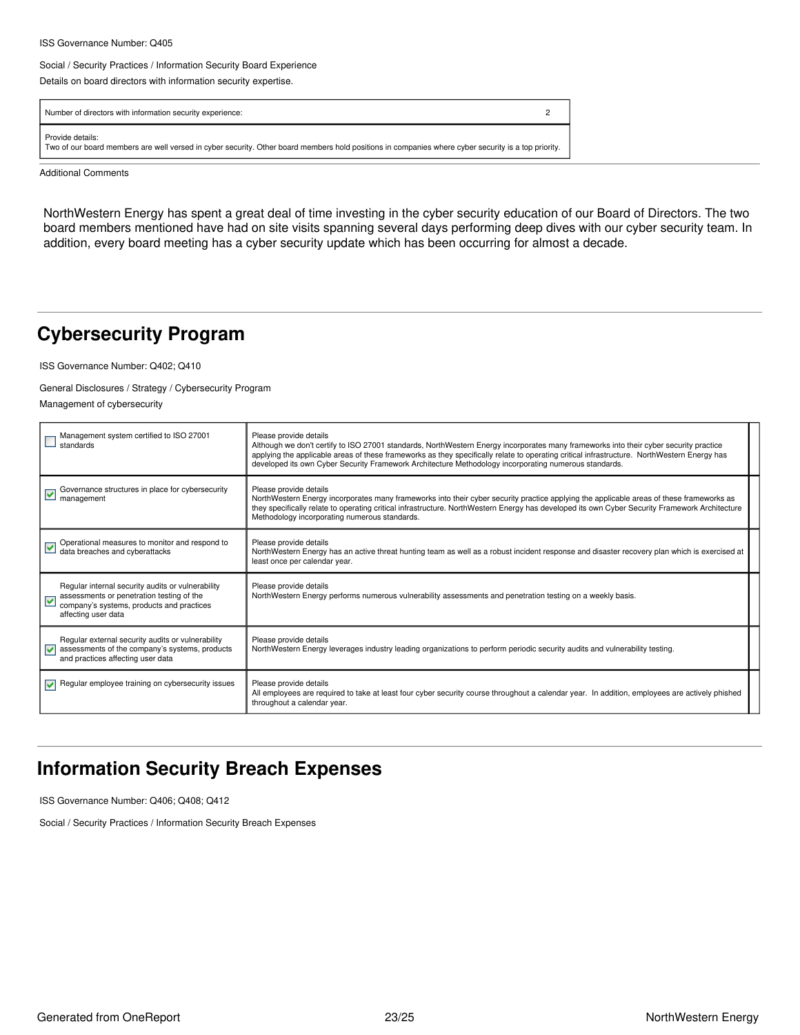ISS Governance Number: Q405

Social / Security Practices / Information Security Board Experience

Details on board directors with information security expertise.

| Number of directors with information security experience: | 2 |
|---|---|
| Provide details:<br>Two of our board members are well versed in cyber security. Other board members hold positions in companies where cyber security is a top priority. | |

Additional Comments

NorthWestern Energy has spent a great deal of time investing in the cyber security education of our Board of Directors. The two board members mentioned have had on site visits spanning several days performing deep dives with our cyber security team. In addition, every board meeting has a cyber security update which has been occurring for almost a decade.

## Cybersecurity Program

ISS Governance Number: Q402; Q410

General Disclosures / Strategy / Cybersecurity Program

Management of cybersecurity

| | |
|---|---|
| ☐ Management system certified to ISO 27001 standards | Please provide details<br>Although we don't certify to ISO 27001 standards, NorthWestern Energy incorporates many frameworks into their cyber security practice applying the applicable areas of these frameworks as they specifically relate to operating critical infrastructure. NorthWestern Energy has developed its own Cyber Security Framework Architecture Methodology incorporating numerous standards. |
| ☑ Governance structures in place for cybersecurity management | Please provide details<br>NorthWestern Energy incorporates many frameworks into their cyber security practice applying the applicable areas of these frameworks as they specifically relate to operating critical infrastructure. NorthWestern Energy has developed its own Cyber Security Framework Architecture Methodology incorporating numerous standards. |
| ☑ Operational measures to monitor and respond to data breaches and cyberattacks | Please provide details<br>NorthWestern Energy has an active threat hunting team as well as a robust incident response and disaster recovery plan which is exercised at least once per calendar year. |
| ☑ Regular internal security audits or vulnerability assessments or penetration testing of the company's systems, products and practices affecting user data | Please provide details<br>NorthWestern Energy performs numerous vulnerability assessments and penetration testing on a weekly basis. |
| ☑ Regular external security audits or vulnerability assessments of the company's systems, products and practices affecting user data | Please provide details<br>NorthWestern Energy leverages industry leading organizations to perform periodic security audits and vulnerability testing. |
| ☑ Regular employee training on cybersecurity issues | Please provide details<br>All employees are required to take at least four cyber security course throughout a calendar year. In addition, employees are actively phished throughout a calendar year. |

## Information Security Breach Expenses

ISS Governance Number: Q406; Q408; Q412

Social / Security Practices / Information Security Breach Expenses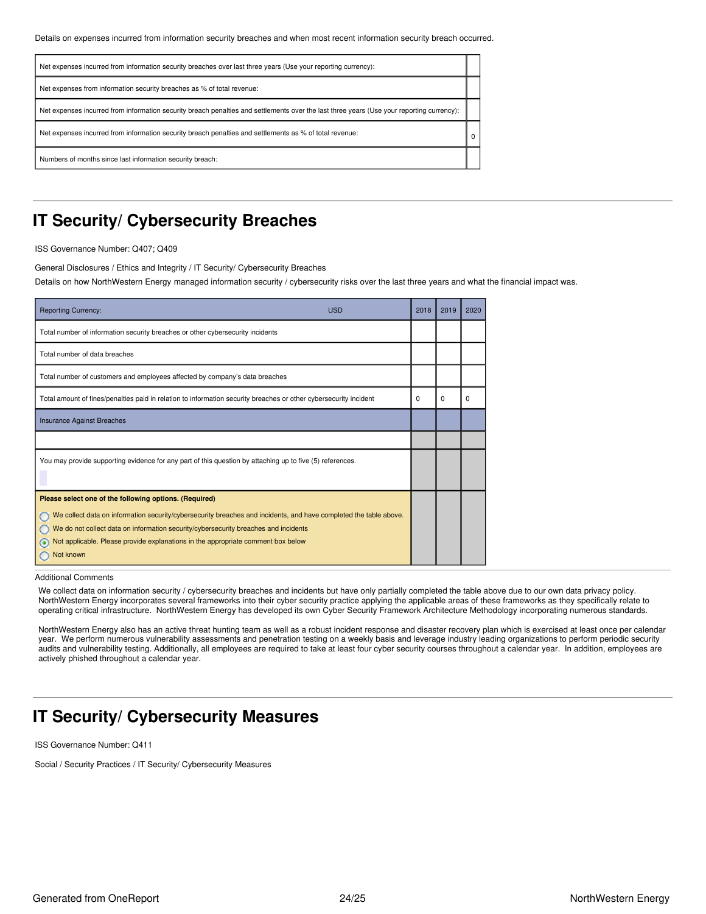Details on expenses incurred from information security breaches and when most recent information security breach occurred.

| | |
|---|---|
| Net expenses incurred from information security breaches over last three years (Use your reporting currency): | |
| Net expenses from information security breaches as % of total revenue: | |
| Net expenses incurred from information security breach penalties and settlements over the last three years (Use your reporting currency): | |
| Net expenses incurred from information security breach penalties and settlements as % of total revenue: | 0 |
| Numbers of months since last information security breach: | |

## IT Security/ Cybersecurity Breaches

ISS Governance Number: Q407; Q409

General Disclosures / Ethics and Integrity / IT Security/ Cybersecurity Breaches

Details on how NorthWestern Energy managed information security / cybersecurity risks over the last three years and what the financial impact was.

| Reporting Currency: USD | 2018 | 2019 | 2020 |
|---|---|---|---|
| Total number of information security breaches or other cybersecurity incidents | | | |
| Total number of data breaches | | | |
| Total number of customers and employees affected by company's data breaches | | | |
| Total amount of fines/penalties paid in relation to information security breaches or other cybersecurity incident | 0 | 0 | 0 |
| Insurance Against Breaches | | | |
| | | | |
| You may provide supporting evidence for any part of this question by attaching up to five (5) references. | | | |

**Please select one of the following options. (Required)**

- ○ We collect data on information security/cybersecurity breaches and incidents, and have completed the table above.
- ○ We do not collect data on information security/cybersecurity breaches and incidents
- ◉ Not applicable. Please provide explanations in the appropriate comment box below
- ○ Not known

Additional Comments

We collect data on information security / cybersecurity breaches and incidents but have only partially completed the table above due to our own data privacy policy. NorthWestern Energy incorporates several frameworks into their cyber security practice applying the applicable areas of these frameworks as they specifically relate to operating critical infrastructure. NorthWestern Energy has developed its own Cyber Security Framework Architecture Methodology incorporating numerous standards.

NorthWestern Energy also has an active threat hunting team as well as a robust incident response and disaster recovery plan which is exercised at least once per calendar year. We perform numerous vulnerability assessments and penetration testing on a weekly basis and leverage industry leading organizations to perform periodic security audits and vulnerability testing. Additionally, all employees are required to take at least four cyber security courses throughout a calendar year. In addition, employees are actively phished throughout a calendar year.

## IT Security/ Cybersecurity Measures

ISS Governance Number: Q411

Social / Security Practices / IT Security/ Cybersecurity Measures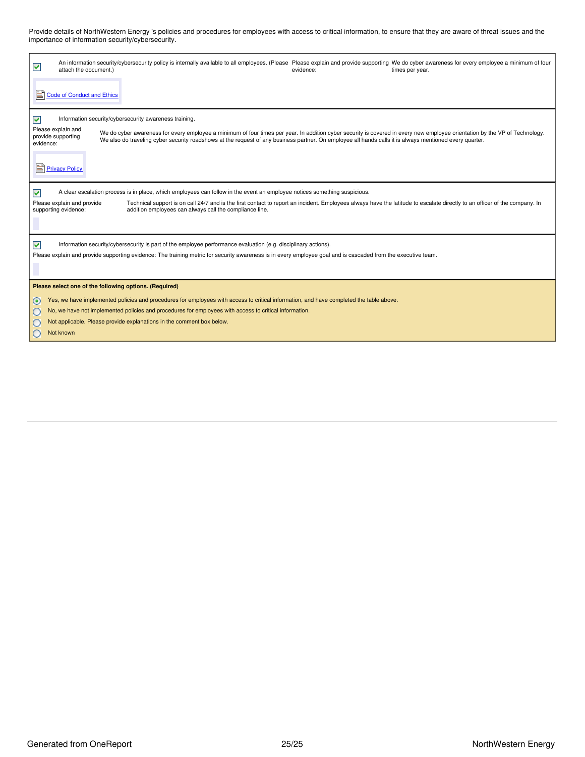Provide details of NorthWestern Energy 's policies and procedures for employees with access to critical information, to ensure that they are aware of threat issues and the importance of information security/cybersecurity.

- [x] An information security/cybersecurity policy is internally available to all employees. (Please attach the document.)

  Please explain and provide supporting evidence: We do cyber awareness for every employee a minimum of four times per year.

  Code of Conduct and Ethics

- [x] Information security/cybersecurity awareness training.

  Please explain and provide supporting evidence: We do cyber awareness for every employee a minimum of four times per year. In addition cyber security is covered in every new employee orientation by the VP of Technology. We also do traveling cyber security roadshows at the request of any business partner. On employee all hands calls it is always mentioned every quarter.

  Privacy Policy

- [x] A clear escalation process is in place, which employees can follow in the event an employee notices something suspicious.

  Please explain and provide supporting evidence: Technical support is on call 24/7 and is the first contact to report an incident. Employees always have the latitude to escalate directly to an officer of the company. In addition employees can always call the compliance line.

- [x] Information security/cybersecurity is part of the employee performance evaluation (e.g. disciplinary actions).

  Please explain and provide supporting evidence: The training metric for security awareness is in every employee goal and is cascaded from the executive team.

**Please select one of the following options. (Required)**

- (●) Yes, we have implemented policies and procedures for employees with access to critical information, and have completed the table above.
- ( ) No, we have not implemented policies and procedures for employees with access to critical information.
- ( ) Not applicable. Please provide explanations in the comment box below.
- ( ) Not known